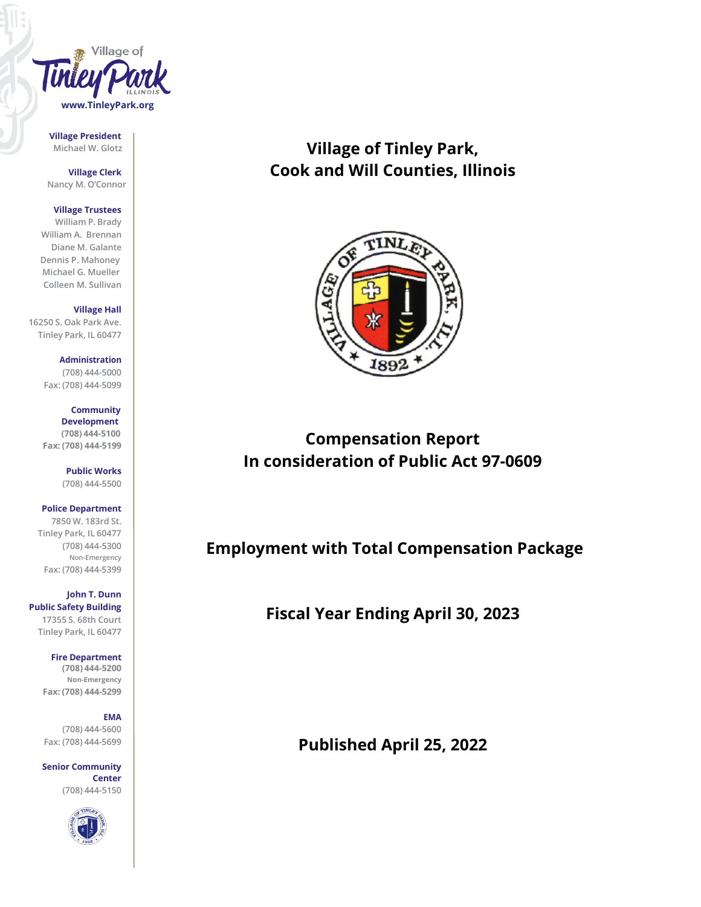Village of Tinley Park ILLINOIS
www.TinleyPark.org

**Village President**
Michael W. Glotz

**Village Clerk**
Nancy M. O'Connor

**Village Trustees**
William P. Brady
William A. Brennan
Diane M. Galante
Dennis P. Mahoney
Michael G. Mueller
Colleen M. Sullivan

**Village Hall**
16250 S. Oak Park Ave.
Tinley Park, IL 60477

**Administration**
(708) 444-5000
Fax: (708) 444-5099

**Community Development**
(708) 444-5100
Fax: (708) 444-5199

**Public Works**
(708) 444-5500

**Police Department**
7850 W. 183rd St.
Tinley Park, IL 60477
(708) 444-5300
Non-Emergency
Fax: (708) 444-5399

**John T. Dunn Public Safety Building**
17355 S. 68th Court
Tinley Park, IL 60477

**Fire Department**
(708) 444-5200
Non-Emergency
Fax: (708) 444-5299

**EMA**
(708) 444-5600
Fax: (708) 444-5699

**Senior Community Center**
(708) 444-5150

# Village of Tinley Park, Cook and Will Counties, Illinois

VILLAGE OF TINLEY PARK, ILL. 1892

## Compensation Report In consideration of Public Act 97-0609

## Employment with Total Compensation Package

## Fiscal Year Ending April 30, 2023

## Published April 25, 2022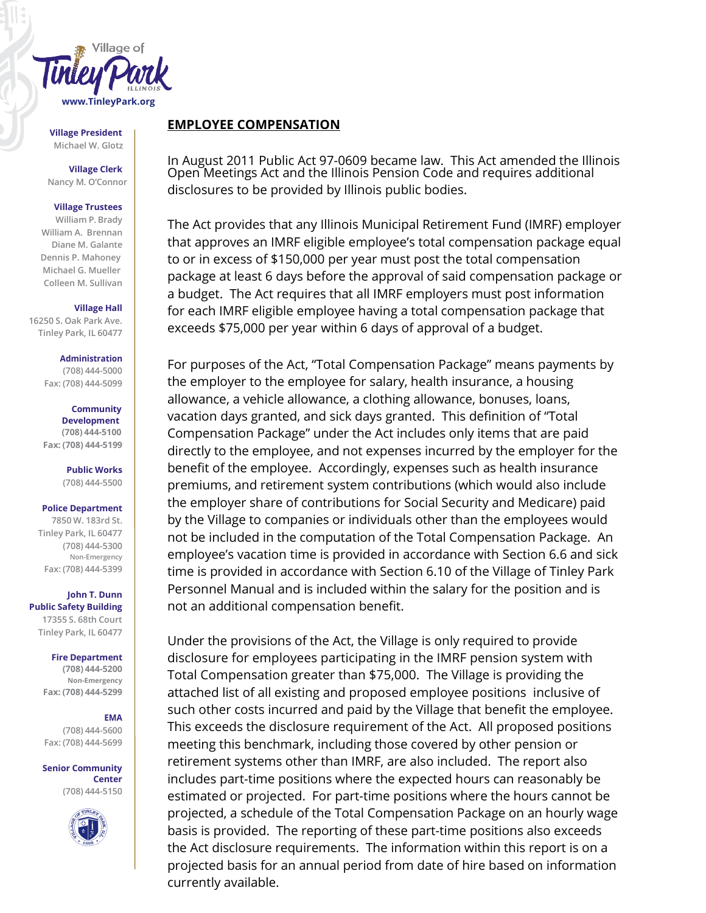## EMPLOYEE COMPENSATION

In August 2011 Public Act 97-0609 became law. This Act amended the Illinois Open Meetings Act and the Illinois Pension Code and requires additional disclosures to be provided by Illinois public bodies.

The Act provides that any Illinois Municipal Retirement Fund (IMRF) employer that approves an IMRF eligible employee's total compensation package equal to or in excess of $150,000 per year must post the total compensation package at least 6 days before the approval of said compensation package or a budget. The Act requires that all IMRF employers must post information for each IMRF eligible employee having a total compensation package that exceeds $75,000 per year within 6 days of approval of a budget.

For purposes of the Act, "Total Compensation Package" means payments by the employer to the employee for salary, health insurance, a housing allowance, a vehicle allowance, a clothing allowance, bonuses, loans, vacation days granted, and sick days granted. This definition of "Total Compensation Package" under the Act includes only items that are paid directly to the employee, and not expenses incurred by the employer for the benefit of the employee. Accordingly, expenses such as health insurance premiums, and retirement system contributions (which would also include the employer share of contributions for Social Security and Medicare) paid by the Village to companies or individuals other than the employees would not be included in the computation of the Total Compensation Package. An employee's vacation time is provided in accordance with Section 6.6 and sick time is provided in accordance with Section 6.10 of the Village of Tinley Park Personnel Manual and is included within the salary for the position and is not an additional compensation benefit.

Under the provisions of the Act, the Village is only required to provide disclosure for employees participating in the IMRF pension system with Total Compensation greater than $75,000. The Village is providing the attached list of all existing and proposed employee positions inclusive of such other costs incurred and paid by the Village that benefit the employee. This exceeds the disclosure requirement of the Act. All proposed positions meeting this benchmark, including those covered by other pension or retirement systems other than IMRF, are also included. The report also includes part-time positions where the expected hours can reasonably be estimated or projected. For part-time positions where the hours cannot be projected, a schedule of the Total Compensation Package on an hourly wage basis is provided. The reporting of these part-time positions also exceeds the Act disclosure requirements. The information within this report is on a projected basis for an annual period from date of hire based on information currently available.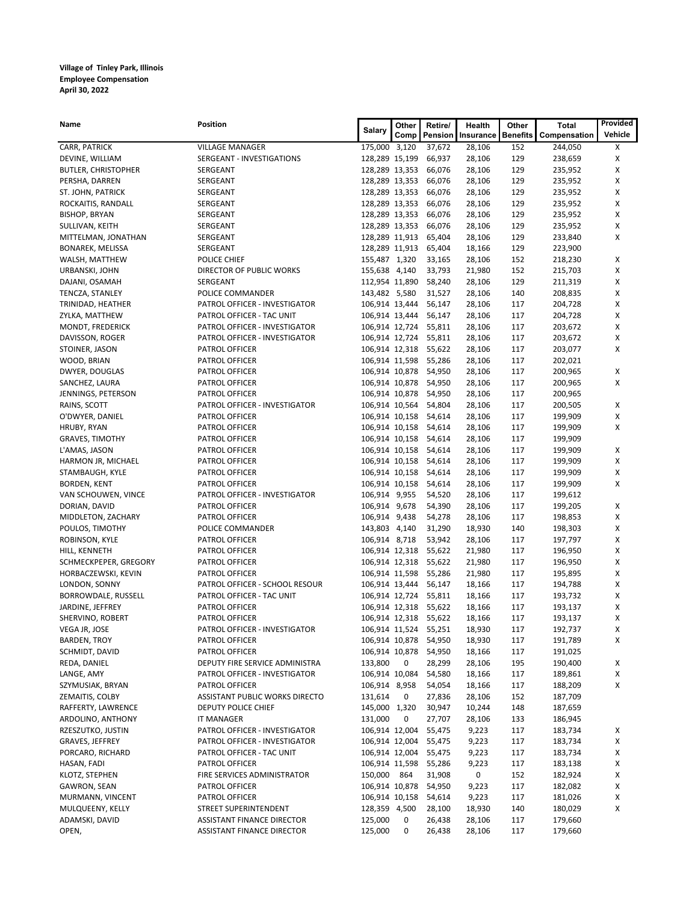**Village of Tinley Park, Illinois**
**Employee Compensation**
**April 30, 2022**

| Name | Position | Salary | Other Comp | Retire/ Pension | Health Insurance | Other Benefits | Total Compensation | Provided Vehicle |
|---|---|---|---|---|---|---|---|---|
| CARR, PATRICK | VILLAGE MANAGER | 175,000 | 3,120 | 37,672 | 28,106 | 152 | 244,050 | X |
| DEVINE, WILLIAM | SERGEANT - INVESTIGATIONS | 128,289 | 15,199 | 66,937 | 28,106 | 129 | 238,659 | X |
| BUTLER, CHRISTOPHER | SERGEANT | 128,289 | 13,353 | 66,076 | 28,106 | 129 | 235,952 | X |
| PERSHA, DARREN | SERGEANT | 128,289 | 13,353 | 66,076 | 28,106 | 129 | 235,952 | X |
| ST. JOHN, PATRICK | SERGEANT | 128,289 | 13,353 | 66,076 | 28,106 | 129 | 235,952 | X |
| ROCKAITIS, RANDALL | SERGEANT | 128,289 | 13,353 | 66,076 | 28,106 | 129 | 235,952 | X |
| BISHOP, BRYAN | SERGEANT | 128,289 | 13,353 | 66,076 | 28,106 | 129 | 235,952 | X |
| SULLIVAN, KEITH | SERGEANT | 128,289 | 13,353 | 66,076 | 28,106 | 129 | 235,952 | X |
| MITTELMAN, JONATHAN | SERGEANT | 128,289 | 11,913 | 65,404 | 28,106 | 129 | 233,840 | X |
| BONAREK, MELISSA | SERGEANT | 128,289 | 11,913 | 65,404 | 18,166 | 129 | 223,900 | |
| WALSH, MATTHEW | POLICE CHIEF | 155,487 | 1,320 | 33,165 | 28,106 | 152 | 218,230 | X |
| URBANSKI, JOHN | DIRECTOR OF PUBLIC WORKS | 155,638 | 4,140 | 33,793 | 21,980 | 152 | 215,703 | X |
| DAJANI, OSAMAH | SERGEANT | 112,954 | 11,890 | 58,240 | 28,106 | 129 | 211,319 | X |
| TENCZA, STANLEY | POLICE COMMANDER | 143,482 | 5,580 | 31,527 | 28,106 | 140 | 208,835 | X |
| TRINIDAD, HEATHER | PATROL OFFICER - INVESTIGATOR | 106,914 | 13,444 | 56,147 | 28,106 | 117 | 204,728 | X |
| ZYLKA, MATTHEW | PATROL OFFICER - TAC UNIT | 106,914 | 13,444 | 56,147 | 28,106 | 117 | 204,728 | X |
| MONDT, FREDERICK | PATROL OFFICER - INVESTIGATOR | 106,914 | 12,724 | 55,811 | 28,106 | 117 | 203,672 | X |
| DAVISSON, ROGER | PATROL OFFICER - INVESTIGATOR | 106,914 | 12,724 | 55,811 | 28,106 | 117 | 203,672 | X |
| STOINER, JASON | PATROL OFFICER | 106,914 | 12,318 | 55,622 | 28,106 | 117 | 203,077 | X |
| WOOD, BRIAN | PATROL OFFICER | 106,914 | 11,598 | 55,286 | 28,106 | 117 | 202,021 | |
| DWYER, DOUGLAS | PATROL OFFICER | 106,914 | 10,878 | 54,950 | 28,106 | 117 | 200,965 | X |
| SANCHEZ, LAURA | PATROL OFFICER | 106,914 | 10,878 | 54,950 | 28,106 | 117 | 200,965 | X |
| JENNINGS, PETERSON | PATROL OFFICER | 106,914 | 10,878 | 54,950 | 28,106 | 117 | 200,965 | |
| RAINS, SCOTT | PATROL OFFICER - INVESTIGATOR | 106,914 | 10,564 | 54,804 | 28,106 | 117 | 200,505 | X |
| O'DWYER, DANIEL | PATROL OFFICER | 106,914 | 10,158 | 54,614 | 28,106 | 117 | 199,909 | X |
| HRUBY, RYAN | PATROL OFFICER | 106,914 | 10,158 | 54,614 | 28,106 | 117 | 199,909 | X |
| GRAVES, TIMOTHY | PATROL OFFICER | 106,914 | 10,158 | 54,614 | 28,106 | 117 | 199,909 | |
| L'AMAS, JASON | PATROL OFFICER | 106,914 | 10,158 | 54,614 | 28,106 | 117 | 199,909 | X |
| HARMON JR, MICHAEL | PATROL OFFICER | 106,914 | 10,158 | 54,614 | 28,106 | 117 | 199,909 | X |
| STAMBAUGH, KYLE | PATROL OFFICER | 106,914 | 10,158 | 54,614 | 28,106 | 117 | 199,909 | X |
| BORDEN, KENT | PATROL OFFICER | 106,914 | 10,158 | 54,614 | 28,106 | 117 | 199,909 | X |
| VAN SCHOUWEN, VINCE | PATROL OFFICER - INVESTIGATOR | 106,914 | 9,955 | 54,520 | 28,106 | 117 | 199,612 | |
| DORIAN, DAVID | PATROL OFFICER | 106,914 | 9,678 | 54,390 | 28,106 | 117 | 199,205 | X |
| MIDDLETON, ZACHARY | PATROL OFFICER | 106,914 | 9,438 | 54,278 | 28,106 | 117 | 198,853 | X |
| POULOS, TIMOTHY | POLICE COMMANDER | 143,803 | 4,140 | 31,290 | 18,930 | 140 | 198,303 | X |
| ROBINSON, KYLE | PATROL OFFICER | 106,914 | 8,718 | 53,942 | 28,106 | 117 | 197,797 | X |
| HILL, KENNETH | PATROL OFFICER | 106,914 | 12,318 | 55,622 | 21,980 | 117 | 196,950 | X |
| SCHMECKPEPER, GREGORY | PATROL OFFICER | 106,914 | 12,318 | 55,622 | 21,980 | 117 | 196,950 | X |
| HORBACZEWSKI, KEVIN | PATROL OFFICER | 106,914 | 11,598 | 55,286 | 21,980 | 117 | 195,895 | X |
| LONDON, SONNY | PATROL OFFICER - SCHOOL RESOUR | 106,914 | 13,444 | 56,147 | 18,166 | 117 | 194,788 | X |
| BORROWDALE, RUSSELL | PATROL OFFICER - TAC UNIT | 106,914 | 12,724 | 55,811 | 18,166 | 117 | 193,732 | X |
| JARDINE, JEFFREY | PATROL OFFICER | 106,914 | 12,318 | 55,622 | 18,166 | 117 | 193,137 | X |
| SHERVINO, ROBERT | PATROL OFFICER | 106,914 | 12,318 | 55,622 | 18,166 | 117 | 193,137 | X |
| VEGA JR, JOSE | PATROL OFFICER - INVESTIGATOR | 106,914 | 11,524 | 55,251 | 18,930 | 117 | 192,737 | X |
| BARDEN, TROY | PATROL OFFICER | 106,914 | 10,878 | 54,950 | 18,930 | 117 | 191,789 | X |
| SCHMIDT, DAVID | PATROL OFFICER | 106,914 | 10,878 | 54,950 | 18,166 | 117 | 191,025 | |
| REDA, DANIEL | DEPUTY FIRE SERVICE ADMINISTRA | 133,800 | 0 | 28,299 | 28,106 | 195 | 190,400 | X |
| LANGE, AMY | PATROL OFFICER - INVESTIGATOR | 106,914 | 10,084 | 54,580 | 18,166 | 117 | 189,861 | X |
| SZYMUSIAK, BRYAN | PATROL OFFICER | 106,914 | 8,958 | 54,054 | 18,166 | 117 | 188,209 | X |
| ZEMAITIS, COLBY | ASSISTANT PUBLIC WORKS DIRECTO | 131,614 | 0 | 27,836 | 28,106 | 152 | 187,709 | |
| RAFFERTY, LAWRENCE | DEPUTY POLICE CHIEF | 145,000 | 1,320 | 30,947 | 10,244 | 148 | 187,659 | |
| ARDOLINO, ANTHONY | IT MANAGER | 131,000 | 0 | 27,707 | 28,106 | 133 | 186,945 | |
| RZESZUTKO, JUSTIN | PATROL OFFICER - INVESTIGATOR | 106,914 | 12,004 | 55,475 | 9,223 | 117 | 183,734 | X |
| GRAVES, JEFFREY | PATROL OFFICER - INVESTIGATOR | 106,914 | 12,004 | 55,475 | 9,223 | 117 | 183,734 | X |
| PORCARO, RICHARD | PATROL OFFICER - TAC UNIT | 106,914 | 12,004 | 55,475 | 9,223 | 117 | 183,734 | X |
| HASAN, FADI | PATROL OFFICER | 106,914 | 11,598 | 55,286 | 9,223 | 117 | 183,138 | X |
| KLOTZ, STEPHEN | FIRE SERVICES ADMINISTRATOR | 150,000 | 864 | 31,908 | 0 | 152 | 182,924 | X |
| GAWRON, SEAN | PATROL OFFICER | 106,914 | 10,878 | 54,950 | 9,223 | 117 | 182,082 | X |
| MURMANN, VINCENT | PATROL OFFICER | 106,914 | 10,158 | 54,614 | 9,223 | 117 | 181,026 | X |
| MULQUEENY, KELLY | STREET SUPERINTENDENT | 128,359 | 4,500 | 28,100 | 18,930 | 140 | 180,029 | X |
| ADAMSKI, DAVID | ASSISTANT FINANCE DIRECTOR | 125,000 | 0 | 26,438 | 28,106 | 117 | 179,660 | |
| OPEN, | ASSISTANT FINANCE DIRECTOR | 125,000 | 0 | 26,438 | 28,106 | 117 | 179,660 | |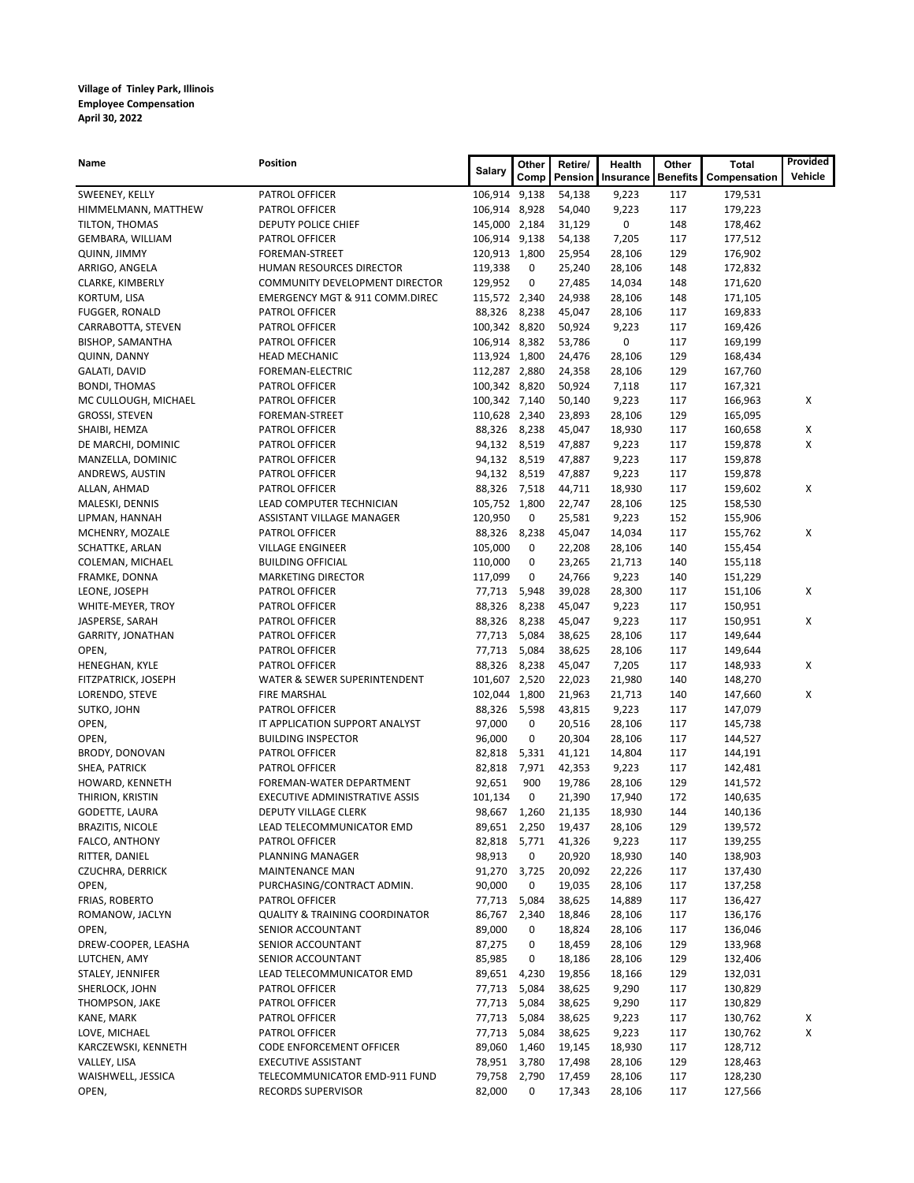**Village of Tinley Park, Illinois**
**Employee Compensation**
**April 30, 2022**

| Name | Position | Salary | Other Comp | Retire/ Pension | Health Insurance | Other Benefits | Total Compensation | Provided Vehicle |
|---|---|---|---|---|---|---|---|---|
| SWEENEY, KELLY | PATROL OFFICER | 106,914 | 9,138 | 54,138 | 9,223 | 117 | 179,531 | |
| HIMMELMANN, MATTHEW | PATROL OFFICER | 106,914 | 8,928 | 54,040 | 9,223 | 117 | 179,223 | |
| TILTON, THOMAS | DEPUTY POLICE CHIEF | 145,000 | 2,184 | 31,129 | 0 | 148 | 178,462 | |
| GEMBARA, WILLIAM | PATROL OFFICER | 106,914 | 9,138 | 54,138 | 7,205 | 117 | 177,512 | |
| QUINN, JIMMY | FOREMAN-STREET | 120,913 | 1,800 | 25,954 | 28,106 | 129 | 176,902 | |
| ARRIGO, ANGELA | HUMAN RESOURCES DIRECTOR | 119,338 | 0 | 25,240 | 28,106 | 148 | 172,832 | |
| CLARKE, KIMBERLY | COMMUNITY DEVELOPMENT DIRECTOR | 129,952 | 0 | 27,485 | 14,034 | 148 | 171,620 | |
| KORTUM, LISA | EMERGENCY MGT & 911 COMM.DIREC | 115,572 | 2,340 | 24,938 | 28,106 | 148 | 171,105 | |
| FUGGER, RONALD | PATROL OFFICER | 88,326 | 8,238 | 45,047 | 28,106 | 117 | 169,833 | |
| CARRABOTTA, STEVEN | PATROL OFFICER | 100,342 | 8,820 | 50,924 | 9,223 | 117 | 169,426 | |
| BISHOP, SAMANTHA | PATROL OFFICER | 106,914 | 8,382 | 53,786 | 0 | 117 | 169,199 | |
| QUINN, DANNY | HEAD MECHANIC | 113,924 | 1,800 | 24,476 | 28,106 | 129 | 168,434 | |
| GALATI, DAVID | FOREMAN-ELECTRIC | 112,287 | 2,880 | 24,358 | 28,106 | 129 | 167,760 | |
| BONDI, THOMAS | PATROL OFFICER | 100,342 | 8,820 | 50,924 | 7,118 | 117 | 167,321 | |
| MC CULLOUGH, MICHAEL | PATROL OFFICER | 100,342 | 7,140 | 50,140 | 9,223 | 117 | 166,963 | X |
| GROSSI, STEVEN | FOREMAN-STREET | 110,628 | 2,340 | 23,893 | 28,106 | 129 | 165,095 | |
| SHAIBI, HEMZA | PATROL OFFICER | 88,326 | 8,238 | 45,047 | 18,930 | 117 | 160,658 | X |
| DE MARCHI, DOMINIC | PATROL OFFICER | 94,132 | 8,519 | 47,887 | 9,223 | 117 | 159,878 | X |
| MANZELLA, DOMINIC | PATROL OFFICER | 94,132 | 8,519 | 47,887 | 9,223 | 117 | 159,878 | |
| ANDREWS, AUSTIN | PATROL OFFICER | 94,132 | 8,519 | 47,887 | 9,223 | 117 | 159,878 | |
| ALLAN, AHMAD | PATROL OFFICER | 88,326 | 7,518 | 44,711 | 18,930 | 117 | 159,602 | X |
| MALESKI, DENNIS | LEAD COMPUTER TECHNICIAN | 105,752 | 1,800 | 22,747 | 28,106 | 125 | 158,530 | |
| LIPMAN, HANNAH | ASSISTANT VILLAGE MANAGER | 120,950 | 0 | 25,581 | 9,223 | 152 | 155,906 | |
| MCHENRY, MOZALE | PATROL OFFICER | 88,326 | 8,238 | 45,047 | 14,034 | 117 | 155,762 | X |
| SCHATTKE, ARLAN | VILLAGE ENGINEER | 105,000 | 0 | 22,208 | 28,106 | 140 | 155,454 | |
| COLEMAN, MICHAEL | BUILDING OFFICIAL | 110,000 | 0 | 23,265 | 21,713 | 140 | 155,118 | |
| FRAMKE, DONNA | MARKETING DIRECTOR | 117,099 | 0 | 24,766 | 9,223 | 140 | 151,229 | |
| LEONE, JOSEPH | PATROL OFFICER | 77,713 | 5,948 | 39,028 | 28,300 | 117 | 151,106 | X |
| WHITE-MEYER, TROY | PATROL OFFICER | 88,326 | 8,238 | 45,047 | 9,223 | 117 | 150,951 | |
| JASPERSE, SARAH | PATROL OFFICER | 88,326 | 8,238 | 45,047 | 9,223 | 117 | 150,951 | X |
| GARRITY, JONATHAN | PATROL OFFICER | 77,713 | 5,084 | 38,625 | 28,106 | 117 | 149,644 | |
| OPEN, | PATROL OFFICER | 77,713 | 5,084 | 38,625 | 28,106 | 117 | 149,644 | |
| HENEGHAN, KYLE | PATROL OFFICER | 88,326 | 8,238 | 45,047 | 7,205 | 117 | 148,933 | X |
| FITZPATRICK, JOSEPH | WATER & SEWER SUPERINTENDENT | 101,607 | 2,520 | 22,023 | 21,980 | 140 | 148,270 | |
| LORENDO, STEVE | FIRE MARSHAL | 102,044 | 1,800 | 21,963 | 21,713 | 140 | 147,660 | X |
| SUTKO, JOHN | PATROL OFFICER | 88,326 | 5,598 | 43,815 | 9,223 | 117 | 147,079 | |
| OPEN, | IT APPLICATION SUPPORT ANALYST | 97,000 | 0 | 20,516 | 28,106 | 117 | 145,738 | |
| OPEN, | BUILDING INSPECTOR | 96,000 | 0 | 20,304 | 28,106 | 117 | 144,527 | |
| BRODY, DONOVAN | PATROL OFFICER | 82,818 | 5,331 | 41,121 | 14,804 | 117 | 144,191 | |
| SHEA, PATRICK | PATROL OFFICER | 82,818 | 7,971 | 42,353 | 9,223 | 117 | 142,481 | |
| HOWARD, KENNETH | FOREMAN-WATER DEPARTMENT | 92,651 | 900 | 19,786 | 28,106 | 129 | 141,572 | |
| THIRION, KRISTIN | EXECUTIVE ADMINISTRATIVE ASSIS | 101,134 | 0 | 21,390 | 17,940 | 172 | 140,635 | |
| GODETTE, LAURA | DEPUTY VILLAGE CLERK | 98,667 | 1,260 | 21,135 | 18,930 | 144 | 140,136 | |
| BRAZITIS, NICOLE | LEAD TELECOMMUNICATOR EMD | 89,651 | 2,250 | 19,437 | 28,106 | 129 | 139,572 | |
| FALCO, ANTHONY | PATROL OFFICER | 82,818 | 5,771 | 41,326 | 9,223 | 117 | 139,255 | |
| RITTER, DANIEL | PLANNING MANAGER | 98,913 | 0 | 20,920 | 18,930 | 140 | 138,903 | |
| CZUCHRA, DERRICK | MAINTENANCE MAN | 91,270 | 3,725 | 20,092 | 22,226 | 117 | 137,430 | |
| OPEN, | PURCHASING/CONTRACT ADMIN. | 90,000 | 0 | 19,035 | 28,106 | 117 | 137,258 | |
| FRIAS, ROBERTO | PATROL OFFICER | 77,713 | 5,084 | 38,625 | 14,889 | 117 | 136,427 | |
| ROMANOW, JACLYN | QUALITY & TRAINING COORDINATOR | 86,767 | 2,340 | 18,846 | 28,106 | 117 | 136,176 | |
| OPEN, | SENIOR ACCOUNTANT | 89,000 | 0 | 18,824 | 28,106 | 117 | 136,046 | |
| DREW-COOPER, LEASHA | SENIOR ACCOUNTANT | 87,275 | 0 | 18,459 | 28,106 | 129 | 133,968 | |
| LUTCHEN, AMY | SENIOR ACCOUNTANT | 85,985 | 0 | 18,186 | 28,106 | 129 | 132,406 | |
| STALEY, JENNIFER | LEAD TELECOMMUNICATOR EMD | 89,651 | 4,230 | 19,856 | 18,166 | 129 | 132,031 | |
| SHERLOCK, JOHN | PATROL OFFICER | 77,713 | 5,084 | 38,625 | 9,290 | 117 | 130,829 | |
| THOMPSON, JAKE | PATROL OFFICER | 77,713 | 5,084 | 38,625 | 9,290 | 117 | 130,829 | |
| KANE, MARK | PATROL OFFICER | 77,713 | 5,084 | 38,625 | 9,223 | 117 | 130,762 | X |
| LOVE, MICHAEL | PATROL OFFICER | 77,713 | 5,084 | 38,625 | 9,223 | 117 | 130,762 | X |
| KARCZEWSKI, KENNETH | CODE ENFORCEMENT OFFICER | 89,060 | 1,460 | 19,145 | 18,930 | 117 | 128,712 | |
| VALLEY, LISA | EXECUTIVE ASSISTANT | 78,951 | 3,780 | 17,498 | 28,106 | 129 | 128,463 | |
| WAISHWELL, JESSICA | TELECOMMUNICATOR EMD-911 FUND | 79,758 | 2,790 | 17,459 | 28,106 | 117 | 128,230 | |
| OPEN, | RECORDS SUPERVISOR | 82,000 | 0 | 17,343 | 28,106 | 117 | 127,566 | |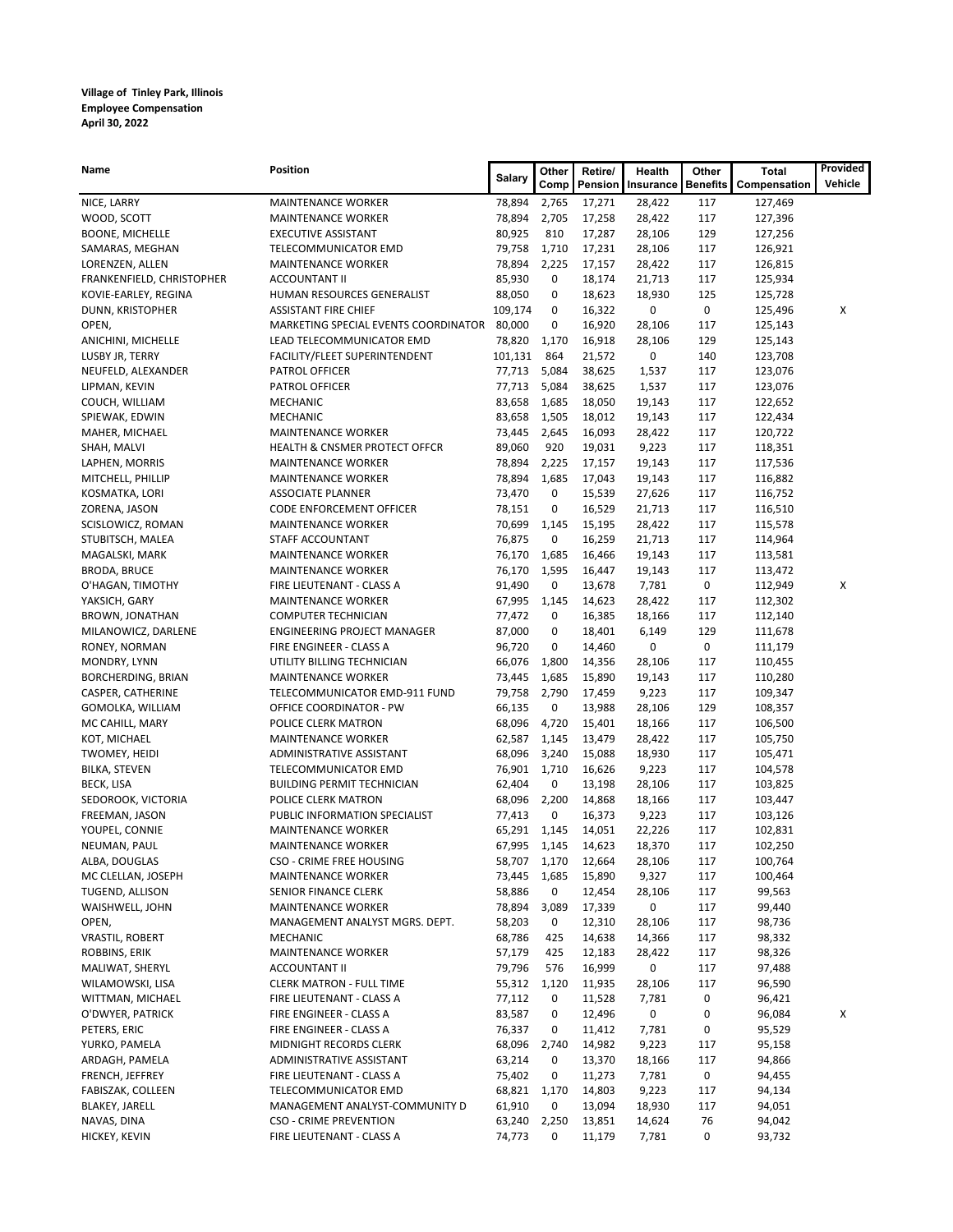**Village of Tinley Park, Illinois**
**Employee Compensation**
**April 30, 2022**

| Name | Position | Salary | Other Comp | Retire/ Pension | Health Insurance | Other Benefits | Total Compensation | Provided Vehicle |
|---|---|---|---|---|---|---|---|---|
| NICE, LARRY | MAINTENANCE WORKER | 78,894 | 2,765 | 17,271 | 28,422 | 117 | 127,469 | |
| WOOD, SCOTT | MAINTENANCE WORKER | 78,894 | 2,705 | 17,258 | 28,422 | 117 | 127,396 | |
| BOONE, MICHELLE | EXECUTIVE ASSISTANT | 80,925 | 810 | 17,287 | 28,106 | 129 | 127,256 | |
| SAMARAS, MEGHAN | TELECOMMUNICATOR EMD | 79,758 | 1,710 | 17,231 | 28,106 | 117 | 126,921 | |
| LORENZEN, ALLEN | MAINTENANCE WORKER | 78,894 | 2,225 | 17,157 | 28,422 | 117 | 126,815 | |
| FRANKENFIELD, CHRISTOPHER | ACCOUNTANT II | 85,930 | 0 | 18,174 | 21,713 | 117 | 125,934 | |
| KOVIE-EARLEY, REGINA | HUMAN RESOURCES GENERALIST | 88,050 | 0 | 18,623 | 18,930 | 125 | 125,728 | |
| DUNN, KRISTOPHER | ASSISTANT FIRE CHIEF | 109,174 | 0 | 16,322 | 0 | 0 | 125,496 | X |
| OPEN, | MARKETING SPECIAL EVENTS COORDINATOR | 80,000 | 0 | 16,920 | 28,106 | 117 | 125,143 | |
| ANICHINI, MICHELLE | LEAD TELECOMMUNICATOR EMD | 78,820 | 1,170 | 16,918 | 28,106 | 129 | 125,143 | |
| LUSBY JR, TERRY | FACILITY/FLEET SUPERINTENDENT | 101,131 | 864 | 21,572 | 0 | 140 | 123,708 | |
| NEUFELD, ALEXANDER | PATROL OFFICER | 77,713 | 5,084 | 38,625 | 1,537 | 117 | 123,076 | |
| LIPMAN, KEVIN | PATROL OFFICER | 77,713 | 5,084 | 38,625 | 1,537 | 117 | 123,076 | |
| COUCH, WILLIAM | MECHANIC | 83,658 | 1,685 | 18,050 | 19,143 | 117 | 122,652 | |
| SPIEWAK, EDWIN | MECHANIC | 83,658 | 1,505 | 18,012 | 19,143 | 117 | 122,434 | |
| MAHER, MICHAEL | MAINTENANCE WORKER | 73,445 | 2,645 | 16,093 | 28,422 | 117 | 120,722 | |
| SHAH, MALVI | HEALTH & CNSMER PROTECT OFFCR | 89,060 | 920 | 19,031 | 9,223 | 117 | 118,351 | |
| LAPHEN, MORRIS | MAINTENANCE WORKER | 78,894 | 2,225 | 17,157 | 19,143 | 117 | 117,536 | |
| MITCHELL, PHILLIP | MAINTENANCE WORKER | 78,894 | 1,685 | 17,043 | 19,143 | 117 | 116,882 | |
| KOSMATKA, LORI | ASSOCIATE PLANNER | 73,470 | 0 | 15,539 | 27,626 | 117 | 116,752 | |
| ZORENA, JASON | CODE ENFORCEMENT OFFICER | 78,151 | 0 | 16,529 | 21,713 | 117 | 116,510 | |
| SCISLOWICZ, ROMAN | MAINTENANCE WORKER | 70,699 | 1,145 | 15,195 | 28,422 | 117 | 115,578 | |
| STUBITSCH, MALEA | STAFF ACCOUNTANT | 76,875 | 0 | 16,259 | 21,713 | 117 | 114,964 | |
| MAGALSKI, MARK | MAINTENANCE WORKER | 76,170 | 1,685 | 16,466 | 19,143 | 117 | 113,581 | |
| BRODA, BRUCE | MAINTENANCE WORKER | 76,170 | 1,595 | 16,447 | 19,143 | 117 | 113,472 | |
| O'HAGAN, TIMOTHY | FIRE LIEUTENANT - CLASS A | 91,490 | 0 | 13,678 | 7,781 | 0 | 112,949 | X |
| YAKSICH, GARY | MAINTENANCE WORKER | 67,995 | 1,145 | 14,623 | 28,422 | 117 | 112,302 | |
| BROWN, JONATHAN | COMPUTER TECHNICIAN | 77,472 | 0 | 16,385 | 18,166 | 117 | 112,140 | |
| MILANOWICZ, DARLENE | ENGINEERING PROJECT MANAGER | 87,000 | 0 | 18,401 | 6,149 | 129 | 111,678 | |
| RONEY, NORMAN | FIRE ENGINEER - CLASS A | 96,720 | 0 | 14,460 | 0 | 0 | 111,179 | |
| MONDRY, LYNN | UTILITY BILLING TECHNICIAN | 66,076 | 1,800 | 14,356 | 28,106 | 117 | 110,455 | |
| BORCHERDING, BRIAN | MAINTENANCE WORKER | 73,445 | 1,685 | 15,890 | 19,143 | 117 | 110,280 | |
| CASPER, CATHERINE | TELECOMMUNICATOR EMD-911 FUND | 79,758 | 2,790 | 17,459 | 9,223 | 117 | 109,347 | |
| GOMOLKA, WILLIAM | OFFICE COORDINATOR - PW | 66,135 | 0 | 13,988 | 28,106 | 129 | 108,357 | |
| MC CAHILL, MARY | POLICE CLERK MATRON | 68,096 | 4,720 | 15,401 | 18,166 | 117 | 106,500 | |
| KOT, MICHAEL | MAINTENANCE WORKER | 62,587 | 1,145 | 13,479 | 28,422 | 117 | 105,750 | |
| TWOMEY, HEIDI | ADMINISTRATIVE ASSISTANT | 68,096 | 3,240 | 15,088 | 18,930 | 117 | 105,471 | |
| BILKA, STEVEN | TELECOMMUNICATOR EMD | 76,901 | 1,710 | 16,626 | 9,223 | 117 | 104,578 | |
| BECK, LISA | BUILDING PERMIT TECHNICIAN | 62,404 | 0 | 13,198 | 28,106 | 117 | 103,825 | |
| SEDOROOK, VICTORIA | POLICE CLERK MATRON | 68,096 | 2,200 | 14,868 | 18,166 | 117 | 103,447 | |
| FREEMAN, JASON | PUBLIC INFORMATION SPECIALIST | 77,413 | 0 | 16,373 | 9,223 | 117 | 103,126 | |
| YOUPEL, CONNIE | MAINTENANCE WORKER | 65,291 | 1,145 | 14,051 | 22,226 | 117 | 102,831 | |
| NEUMAN, PAUL | MAINTENANCE WORKER | 67,995 | 1,145 | 14,623 | 18,370 | 117 | 102,250 | |
| ALBA, DOUGLAS | CSO - CRIME FREE HOUSING | 58,707 | 1,170 | 12,664 | 28,106 | 117 | 100,764 | |
| MC CLELLAN, JOSEPH | MAINTENANCE WORKER | 73,445 | 1,685 | 15,890 | 9,327 | 117 | 100,464 | |
| TUGEND, ALLISON | SENIOR FINANCE CLERK | 58,886 | 0 | 12,454 | 28,106 | 117 | 99,563 | |
| WAISHWELL, JOHN | MAINTENANCE WORKER | 78,894 | 3,089 | 17,339 | 0 | 117 | 99,440 | |
| OPEN, | MANAGEMENT ANALYST MGRS. DEPT. | 58,203 | 0 | 12,310 | 28,106 | 117 | 98,736 | |
| VRASTIL, ROBERT | MECHANIC | 68,786 | 425 | 14,638 | 14,366 | 117 | 98,332 | |
| ROBBINS, ERIK | MAINTENANCE WORKER | 57,179 | 425 | 12,183 | 28,422 | 117 | 98,326 | |
| MALIWAT, SHERYL | ACCOUNTANT II | 79,796 | 576 | 16,999 | 0 | 117 | 97,488 | |
| WILAMOWSKI, LISA | CLERK MATRON - FULL TIME | 55,312 | 1,120 | 11,935 | 28,106 | 117 | 96,590 | |
| WITTMAN, MICHAEL | FIRE LIEUTENANT - CLASS A | 77,112 | 0 | 11,528 | 7,781 | 0 | 96,421 | |
| O'DWYER, PATRICK | FIRE ENGINEER - CLASS A | 83,587 | 0 | 12,496 | 0 | 0 | 96,084 | X |
| PETERS, ERIC | FIRE ENGINEER - CLASS A | 76,337 | 0 | 11,412 | 7,781 | 0 | 95,529 | |
| YURKO, PAMELA | MIDNIGHT RECORDS CLERK | 68,096 | 2,740 | 14,982 | 9,223 | 117 | 95,158 | |
| ARDAGH, PAMELA | ADMINISTRATIVE ASSISTANT | 63,214 | 0 | 13,370 | 18,166 | 117 | 94,866 | |
| FRENCH, JEFFREY | FIRE LIEUTENANT - CLASS A | 75,402 | 0 | 11,273 | 7,781 | 0 | 94,455 | |
| FABISZAK, COLLEEN | TELECOMMUNICATOR EMD | 68,821 | 1,170 | 14,803 | 9,223 | 117 | 94,134 | |
| BLAKEY, JARELL | MANAGEMENT ANALYST-COMMUNITY D | 61,910 | 0 | 13,094 | 18,930 | 117 | 94,051 | |
| NAVAS, DINA | CSO - CRIME PREVENTION | 63,240 | 2,250 | 13,851 | 14,624 | 76 | 94,042 | |
| HICKEY, KEVIN | FIRE LIEUTENANT - CLASS A | 74,773 | 0 | 11,179 | 7,781 | 0 | 93,732 | |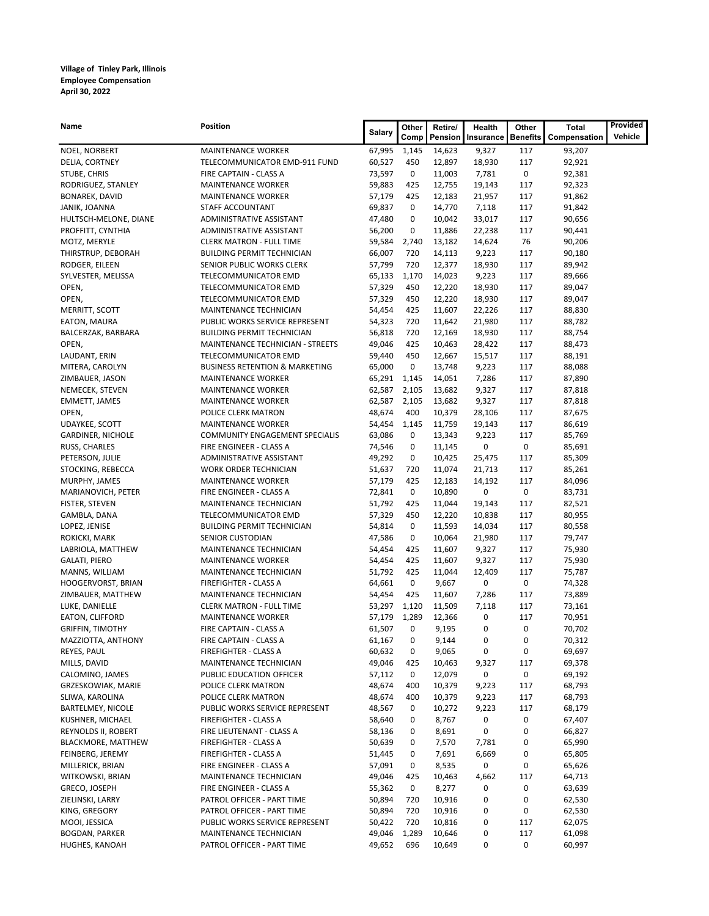**Village of Tinley Park, Illinois**
**Employee Compensation**
**April 30, 2022**

| Name | Position | Salary | Other Comp | Retire/ Pension | Health Insurance | Other Benefits | Total Compensation | Provided Vehicle |
|---|---|---|---|---|---|---|---|---|
| NOEL, NORBERT | MAINTENANCE WORKER | 67,995 | 1,145 | 14,623 | 9,327 | 117 | 93,207 | |
| DELIA, CORTNEY | TELECOMMUNICATOR EMD-911 FUND | 60,527 | 450 | 12,897 | 18,930 | 117 | 92,921 | |
| STUBE, CHRIS | FIRE CAPTAIN - CLASS A | 73,597 | 0 | 11,003 | 7,781 | 0 | 92,381 | |
| RODRIGUEZ, STANLEY | MAINTENANCE WORKER | 59,883 | 425 | 12,755 | 19,143 | 117 | 92,323 | |
| BONAREK, DAVID | MAINTENANCE WORKER | 57,179 | 425 | 12,183 | 21,957 | 117 | 91,862 | |
| JANIK, JOANNA | STAFF ACCOUNTANT | 69,837 | 0 | 14,770 | 7,118 | 117 | 91,842 | |
| HULTSCH-MELONE, DIANE | ADMINISTRATIVE ASSISTANT | 47,480 | 0 | 10,042 | 33,017 | 117 | 90,656 | |
| PROFFITT, CYNTHIA | ADMINISTRATIVE ASSISTANT | 56,200 | 0 | 11,886 | 22,238 | 117 | 90,441 | |
| MOTZ, MERYLE | CLERK MATRON - FULL TIME | 59,584 | 2,740 | 13,182 | 14,624 | 76 | 90,206 | |
| THIRSTRUP, DEBORAH | BUILDING PERMIT TECHNICIAN | 66,007 | 720 | 14,113 | 9,223 | 117 | 90,180 | |
| RODGER, EILEEN | SENIOR PUBLIC WORKS CLERK | 57,799 | 720 | 12,377 | 18,930 | 117 | 89,942 | |
| SYLVESTER, MELISSA | TELECOMMUNICATOR EMD | 65,133 | 1,170 | 14,023 | 9,223 | 117 | 89,666 | |
| OPEN, | TELECOMMUNICATOR EMD | 57,329 | 450 | 12,220 | 18,930 | 117 | 89,047 | |
| OPEN, | TELECOMMUNICATOR EMD | 57,329 | 450 | 12,220 | 18,930 | 117 | 89,047 | |
| MERRITT, SCOTT | MAINTENANCE TECHNICIAN | 54,454 | 425 | 11,607 | 22,226 | 117 | 88,830 | |
| EATON, MAURA | PUBLIC WORKS SERVICE REPRESENT | 54,323 | 720 | 11,642 | 21,980 | 117 | 88,782 | |
| BALCERZAK, BARBARA | BUILDING PERMIT TECHNICIAN | 56,818 | 720 | 12,169 | 18,930 | 117 | 88,754 | |
| OPEN, | MAINTENANCE TECHNICIAN - STREETS | 49,046 | 425 | 10,463 | 28,422 | 117 | 88,473 | |
| LAUDANT, ERIN | TELECOMMUNICATOR EMD | 59,440 | 450 | 12,667 | 15,517 | 117 | 88,191 | |
| MITERA, CAROLYN | BUSINESS RETENTION & MARKETING | 65,000 | 0 | 13,748 | 9,223 | 117 | 88,088 | |
| ZIMBAUER, JASON | MAINTENANCE WORKER | 65,291 | 1,145 | 14,051 | 7,286 | 117 | 87,890 | |
| NEMECEK, STEVEN | MAINTENANCE WORKER | 62,587 | 2,105 | 13,682 | 9,327 | 117 | 87,818 | |
| EMMETT, JAMES | MAINTENANCE WORKER | 62,587 | 2,105 | 13,682 | 9,327 | 117 | 87,818 | |
| OPEN, | POLICE CLERK MATRON | 48,674 | 400 | 10,379 | 28,106 | 117 | 87,675 | |
| UDAYKEE, SCOTT | MAINTENANCE WORKER | 54,454 | 1,145 | 11,759 | 19,143 | 117 | 86,619 | |
| GARDINER, NICHOLE | COMMUNITY ENGAGEMENT SPECIALIS | 63,086 | 0 | 13,343 | 9,223 | 117 | 85,769 | |
| RUSS, CHARLES | FIRE ENGINEER - CLASS A | 74,546 | 0 | 11,145 | 0 | 0 | 85,691 | |
| PETERSON, JULIE | ADMINISTRATIVE ASSISTANT | 49,292 | 0 | 10,425 | 25,475 | 117 | 85,309 | |
| STOCKING, REBECCA | WORK ORDER TECHNICIAN | 51,637 | 720 | 11,074 | 21,713 | 117 | 85,261 | |
| MURPHY, JAMES | MAINTENANCE WORKER | 57,179 | 425 | 12,183 | 14,192 | 117 | 84,096 | |
| MARIANOVICH, PETER | FIRE ENGINEER - CLASS A | 72,841 | 0 | 10,890 | 0 | 0 | 83,731 | |
| FISTER, STEVEN | MAINTENANCE TECHNICIAN | 51,792 | 425 | 11,044 | 19,143 | 117 | 82,521 | |
| GAMBLA, DANA | TELECOMMUNICATOR EMD | 57,329 | 450 | 12,220 | 10,838 | 117 | 80,955 | |
| LOPEZ, JENISE | BUILDING PERMIT TECHNICIAN | 54,814 | 0 | 11,593 | 14,034 | 117 | 80,558 | |
| ROKICKI, MARK | SENIOR CUSTODIAN | 47,586 | 0 | 10,064 | 21,980 | 117 | 79,747 | |
| LABRIOLA, MATTHEW | MAINTENANCE TECHNICIAN | 54,454 | 425 | 11,607 | 9,327 | 117 | 75,930 | |
| GALATI, PIERO | MAINTENANCE WORKER | 54,454 | 425 | 11,607 | 9,327 | 117 | 75,930 | |
| MANNS, WILLIAM | MAINTENANCE TECHNICIAN | 51,792 | 425 | 11,044 | 12,409 | 117 | 75,787 | |
| HOOGERVORST, BRIAN | FIREFIGHTER - CLASS A | 64,661 | 0 | 9,667 | 0 | 0 | 74,328 | |
| ZIMBAUER, MATTHEW | MAINTENANCE TECHNICIAN | 54,454 | 425 | 11,607 | 7,286 | 117 | 73,889 | |
| LUKE, DANIELLE | CLERK MATRON - FULL TIME | 53,297 | 1,120 | 11,509 | 7,118 | 117 | 73,161 | |
| EATON, CLIFFORD | MAINTENANCE WORKER | 57,179 | 1,289 | 12,366 | 0 | 117 | 70,951 | |
| GRIFFIN, TIMOTHY | FIRE CAPTAIN - CLASS A | 61,507 | 0 | 9,195 | 0 | 0 | 70,702 | |
| MAZZIOTTA, ANTHONY | FIRE CAPTAIN - CLASS A | 61,167 | 0 | 9,144 | 0 | 0 | 70,312 | |
| REYES, PAUL | FIREFIGHTER - CLASS A | 60,632 | 0 | 9,065 | 0 | 0 | 69,697 | |
| MILLS, DAVID | MAINTENANCE TECHNICIAN | 49,046 | 425 | 10,463 | 9,327 | 117 | 69,378 | |
| CALOMINO, JAMES | PUBLIC EDUCATION OFFICER | 57,112 | 0 | 12,079 | 0 | 0 | 69,192 | |
| GRZESKOWIAK, MARIE | POLICE CLERK MATRON | 48,674 | 400 | 10,379 | 9,223 | 117 | 68,793 | |
| SLIWA, KAROLINA | POLICE CLERK MATRON | 48,674 | 400 | 10,379 | 9,223 | 117 | 68,793 | |
| BARTELMEY, NICOLE | PUBLIC WORKS SERVICE REPRESENT | 48,567 | 0 | 10,272 | 9,223 | 117 | 68,179 | |
| KUSHNER, MICHAEL | FIREFIGHTER - CLASS A | 58,640 | 0 | 8,767 | 0 | 0 | 67,407 | |
| REYNOLDS II, ROBERT | FIRE LIEUTENANT - CLASS A | 58,136 | 0 | 8,691 | 0 | 0 | 66,827 | |
| BLACKMORE, MATTHEW | FIREFIGHTER - CLASS A | 50,639 | 0 | 7,570 | 7,781 | 0 | 65,990 | |
| FEINBERG, JEREMY | FIREFIGHTER - CLASS A | 51,445 | 0 | 7,691 | 6,669 | 0 | 65,805 | |
| MILLERICK, BRIAN | FIRE ENGINEER - CLASS A | 57,091 | 0 | 8,535 | 0 | 0 | 65,626 | |
| WITKOWSKI, BRIAN | MAINTENANCE TECHNICIAN | 49,046 | 425 | 10,463 | 4,662 | 117 | 64,713 | |
| GRECO, JOSEPH | FIRE ENGINEER - CLASS A | 55,362 | 0 | 8,277 | 0 | 0 | 63,639 | |
| ZIELINSKI, LARRY | PATROL OFFICER - PART TIME | 50,894 | 720 | 10,916 | 0 | 0 | 62,530 | |
| KING, GREGORY | PATROL OFFICER - PART TIME | 50,894 | 720 | 10,916 | 0 | 0 | 62,530 | |
| MOOI, JESSICA | PUBLIC WORKS SERVICE REPRESENT | 50,422 | 720 | 10,816 | 0 | 117 | 62,075 | |
| BOGDAN, PARKER | MAINTENANCE TECHNICIAN | 49,046 | 1,289 | 10,646 | 0 | 117 | 61,098 | |
| HUGHES, KANOAH | PATROL OFFICER - PART TIME | 49,652 | 696 | 10,649 | 0 | 0 | 60,997 | |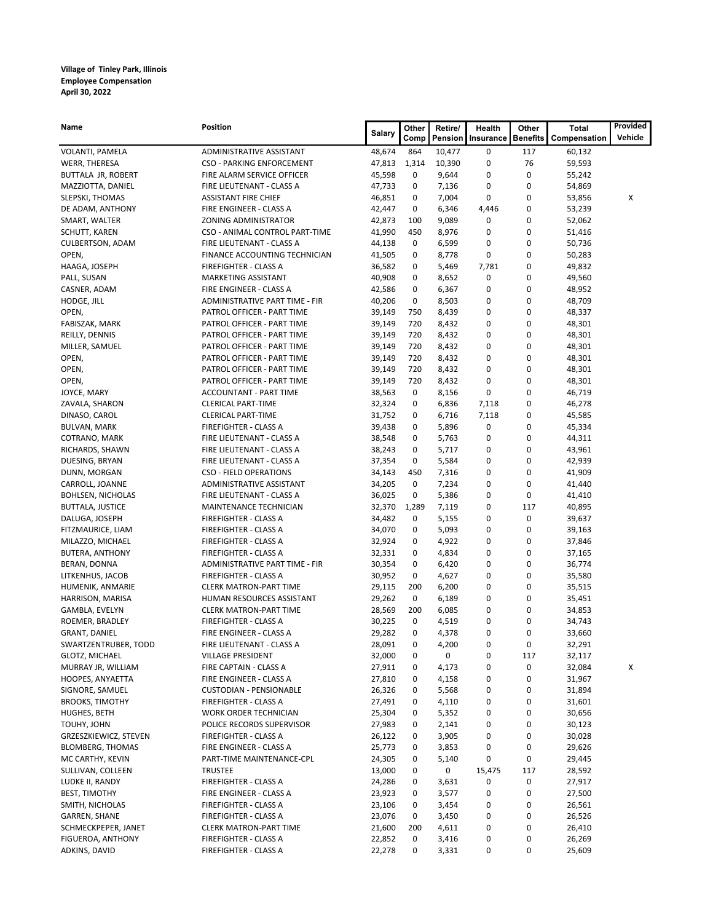**Village of Tinley Park, Illinois**
**Employee Compensation**
**April 30, 2022**

| Name | Position | Salary | Other Comp | Retire/ Pension | Health Insurance | Other Benefits | Total Compensation | Provided Vehicle |
|---|---|---|---|---|---|---|---|---|
| VOLANTI, PAMELA | ADMINISTRATIVE ASSISTANT | 48,674 | 864 | 10,477 | 0 | 117 | 60,132 | |
| WERR, THERESA | CSO - PARKING ENFORCEMENT | 47,813 | 1,314 | 10,390 | 0 | 76 | 59,593 | |
| BUTTALA JR, ROBERT | FIRE ALARM SERVICE OFFICER | 45,598 | 0 | 9,644 | 0 | 0 | 55,242 | |
| MAZZIOTTA, DANIEL | FIRE LIEUTENANT - CLASS A | 47,733 | 0 | 7,136 | 0 | 0 | 54,869 | |
| SLEPSKI, THOMAS | ASSISTANT FIRE CHIEF | 46,851 | 0 | 7,004 | 0 | 0 | 53,856 | X |
| DE ADAM, ANTHONY | FIRE ENGINEER - CLASS A | 42,447 | 0 | 6,346 | 4,446 | 0 | 53,239 | |
| SMART, WALTER | ZONING ADMINISTRATOR | 42,873 | 100 | 9,089 | 0 | 0 | 52,062 | |
| SCHUTT, KAREN | CSO - ANIMAL CONTROL PART-TIME | 41,990 | 450 | 8,976 | 0 | 0 | 51,416 | |
| CULBERTSON, ADAM | FIRE LIEUTENANT - CLASS A | 44,138 | 0 | 6,599 | 0 | 0 | 50,736 | |
| OPEN, | FINANCE ACCOUNTING TECHNICIAN | 41,505 | 0 | 8,778 | 0 | 0 | 50,283 | |
| HAAGA, JOSEPH | FIREFIGHTER - CLASS A | 36,582 | 0 | 5,469 | 7,781 | 0 | 49,832 | |
| PALL, SUSAN | MARKETING ASSISTANT | 40,908 | 0 | 8,652 | 0 | 0 | 49,560 | |
| CASNER, ADAM | FIRE ENGINEER - CLASS A | 42,586 | 0 | 6,367 | 0 | 0 | 48,952 | |
| HODGE, JILL | ADMINISTRATIVE PART TIME - FIR | 40,206 | 0 | 8,503 | 0 | 0 | 48,709 | |
| OPEN, | PATROL OFFICER - PART TIME | 39,149 | 750 | 8,439 | 0 | 0 | 48,337 | |
| FABISZAK, MARK | PATROL OFFICER - PART TIME | 39,149 | 720 | 8,432 | 0 | 0 | 48,301 | |
| REILLY, DENNIS | PATROL OFFICER - PART TIME | 39,149 | 720 | 8,432 | 0 | 0 | 48,301 | |
| MILLER, SAMUEL | PATROL OFFICER - PART TIME | 39,149 | 720 | 8,432 | 0 | 0 | 48,301 | |
| OPEN, | PATROL OFFICER - PART TIME | 39,149 | 720 | 8,432 | 0 | 0 | 48,301 | |
| OPEN, | PATROL OFFICER - PART TIME | 39,149 | 720 | 8,432 | 0 | 0 | 48,301 | |
| OPEN, | PATROL OFFICER - PART TIME | 39,149 | 720 | 8,432 | 0 | 0 | 48,301 | |
| JOYCE, MARY | ACCOUNTANT - PART TIME | 38,563 | 0 | 8,156 | 0 | 0 | 46,719 | |
| ZAVALA, SHARON | CLERICAL PART-TIME | 32,324 | 0 | 6,836 | 7,118 | 0 | 46,278 | |
| DINASO, CAROL | CLERICAL PART-TIME | 31,752 | 0 | 6,716 | 7,118 | 0 | 45,585 | |
| BULVAN, MARK | FIREFIGHTER - CLASS A | 39,438 | 0 | 5,896 | 0 | 0 | 45,334 | |
| COTRANO, MARK | FIRE LIEUTENANT - CLASS A | 38,548 | 0 | 5,763 | 0 | 0 | 44,311 | |
| RICHARDS, SHAWN | FIRE LIEUTENANT - CLASS A | 38,243 | 0 | 5,717 | 0 | 0 | 43,961 | |
| DUESING, BRYAN | FIRE LIEUTENANT - CLASS A | 37,354 | 0 | 5,584 | 0 | 0 | 42,939 | |
| DUNN, MORGAN | CSO - FIELD OPERATIONS | 34,143 | 450 | 7,316 | 0 | 0 | 41,909 | |
| CARROLL, JOANNE | ADMINISTRATIVE ASSISTANT | 34,205 | 0 | 7,234 | 0 | 0 | 41,440 | |
| BOHLSEN, NICHOLAS | FIRE LIEUTENANT - CLASS A | 36,025 | 0 | 5,386 | 0 | 0 | 41,410 | |
| BUTTALA, JUSTICE | MAINTENANCE TECHNICIAN | 32,370 | 1,289 | 7,119 | 0 | 117 | 40,895 | |
| DALUGA, JOSEPH | FIREFIGHTER - CLASS A | 34,482 | 0 | 5,155 | 0 | 0 | 39,637 | |
| FITZMAURICE, LIAM | FIREFIGHTER - CLASS A | 34,070 | 0 | 5,093 | 0 | 0 | 39,163 | |
| MILAZZO, MICHAEL | FIREFIGHTER - CLASS A | 32,924 | 0 | 4,922 | 0 | 0 | 37,846 | |
| BUTERA, ANTHONY | FIREFIGHTER - CLASS A | 32,331 | 0 | 4,834 | 0 | 0 | 37,165 | |
| BERAN, DONNA | ADMINISTRATIVE PART TIME - FIR | 30,354 | 0 | 6,420 | 0 | 0 | 36,774 | |
| LITKENHUS, JACOB | FIREFIGHTER - CLASS A | 30,952 | 0 | 4,627 | 0 | 0 | 35,580 | |
| HUMENIK, ANMARIE | CLERK MATRON-PART TIME | 29,115 | 200 | 6,200 | 0 | 0 | 35,515 | |
| HARRISON, MARISA | HUMAN RESOURCES ASSISTANT | 29,262 | 0 | 6,189 | 0 | 0 | 35,451 | |
| GAMBLA, EVELYN | CLERK MATRON-PART TIME | 28,569 | 200 | 6,085 | 0 | 0 | 34,853 | |
| ROEMER, BRADLEY | FIREFIGHTER - CLASS A | 30,225 | 0 | 4,519 | 0 | 0 | 34,743 | |
| GRANT, DANIEL | FIRE ENGINEER - CLASS A | 29,282 | 0 | 4,378 | 0 | 0 | 33,660 | |
| SWARTZENTRUBER, TODD | FIRE LIEUTENANT - CLASS A | 28,091 | 0 | 4,200 | 0 | 0 | 32,291 | |
| GLOTZ, MICHAEL | VILLAGE PRESIDENT | 32,000 | 0 | 0 | 0 | 117 | 32,117 | |
| MURRAY JR, WILLIAM | FIRE CAPTAIN - CLASS A | 27,911 | 0 | 4,173 | 0 | 0 | 32,084 | X |
| HOOPES, ANYAETTA | FIRE ENGINEER - CLASS A | 27,810 | 0 | 4,158 | 0 | 0 | 31,967 | |
| SIGNORE, SAMUEL | CUSTODIAN - PENSIONABLE | 26,326 | 0 | 5,568 | 0 | 0 | 31,894 | |
| BROOKS, TIMOTHY | FIREFIGHTER - CLASS A | 27,491 | 0 | 4,110 | 0 | 0 | 31,601 | |
| HUGHES, BETH | WORK ORDER TECHNICIAN | 25,304 | 0 | 5,352 | 0 | 0 | 30,656 | |
| TOUHY, JOHN | POLICE RECORDS SUPERVISOR | 27,983 | 0 | 2,141 | 0 | 0 | 30,123 | |
| GRZESZKIEWICZ, STEVEN | FIREFIGHTER - CLASS A | 26,122 | 0 | 3,905 | 0 | 0 | 30,028 | |
| BLOMBERG, THOMAS | FIRE ENGINEER - CLASS A | 25,773 | 0 | 3,853 | 0 | 0 | 29,626 | |
| MC CARTHY, KEVIN | PART-TIME MAINTENANCE-CPL | 24,305 | 0 | 5,140 | 0 | 0 | 29,445 | |
| SULLIVAN, COLLEEN | TRUSTEE | 13,000 | 0 | 0 | 15,475 | 117 | 28,592 | |
| LUDKE II, RANDY | FIREFIGHTER - CLASS A | 24,286 | 0 | 3,631 | 0 | 0 | 27,917 | |
| BEST, TIMOTHY | FIRE ENGINEER - CLASS A | 23,923 | 0 | 3,577 | 0 | 0 | 27,500 | |
| SMITH, NICHOLAS | FIREFIGHTER - CLASS A | 23,106 | 0 | 3,454 | 0 | 0 | 26,561 | |
| GARREN, SHANE | FIREFIGHTER - CLASS A | 23,076 | 0 | 3,450 | 0 | 0 | 26,526 | |
| SCHMECKPEPER, JANET | CLERK MATRON-PART TIME | 21,600 | 200 | 4,611 | 0 | 0 | 26,410 | |
| FIGUEROA, ANTHONY | FIREFIGHTER - CLASS A | 22,852 | 0 | 3,416 | 0 | 0 | 26,269 | |
| ADKINS, DAVID | FIREFIGHTER - CLASS A | 22,278 | 0 | 3,331 | 0 | 0 | 25,609 | |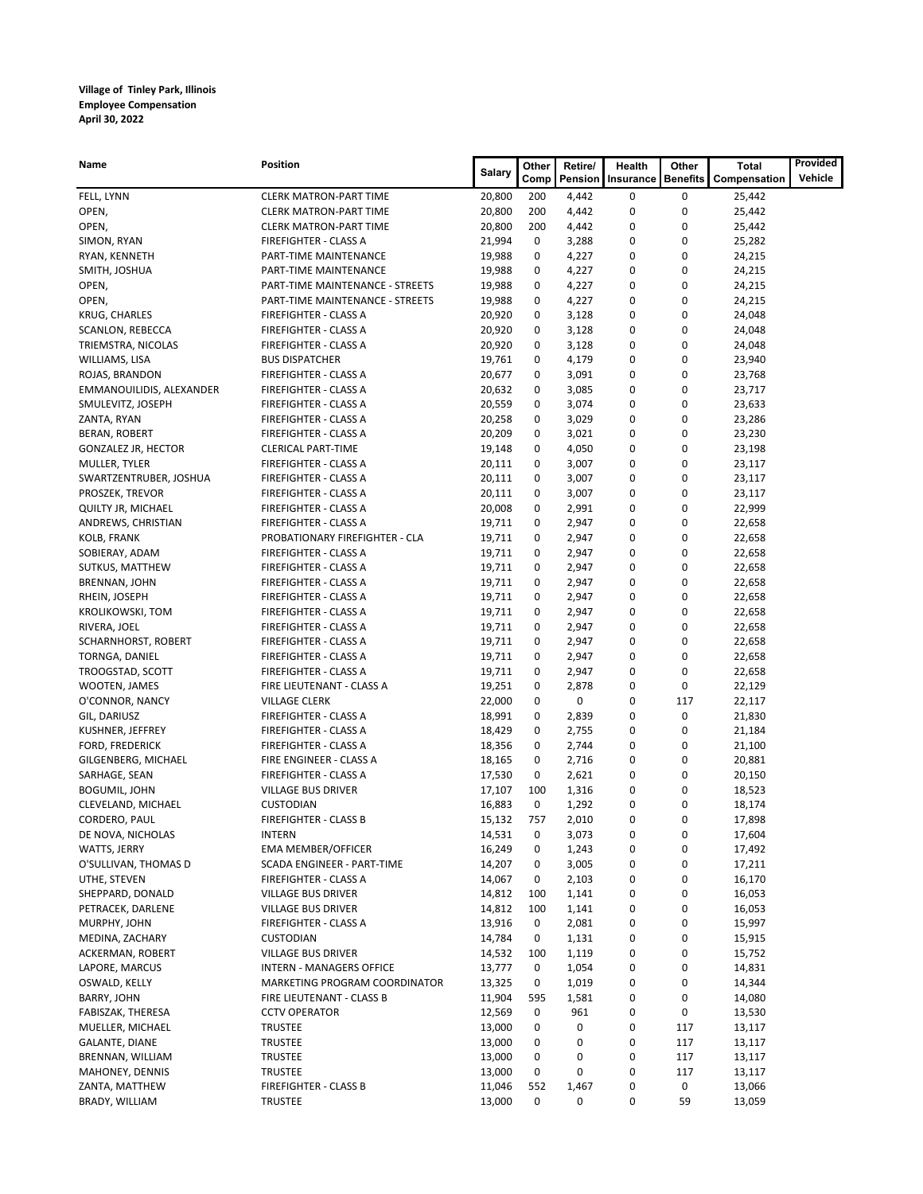**Village of Tinley Park, Illinois**
**Employee Compensation**
**April 30, 2022**

| Name | Position | Salary | Other Comp | Retire/ Pension | Health Insurance | Other Benefits | Total Compensation | Provided Vehicle |
|---|---|---|---|---|---|---|---|---|
| FELL, LYNN | CLERK MATRON-PART TIME | 20,800 | 200 | 4,442 | 0 | 0 | 25,442 | |
| OPEN, | CLERK MATRON-PART TIME | 20,800 | 200 | 4,442 | 0 | 0 | 25,442 | |
| OPEN, | CLERK MATRON-PART TIME | 20,800 | 200 | 4,442 | 0 | 0 | 25,442 | |
| SIMON, RYAN | FIREFIGHTER - CLASS A | 21,994 | 0 | 3,288 | 0 | 0 | 25,282 | |
| RYAN, KENNETH | PART-TIME MAINTENANCE | 19,988 | 0 | 4,227 | 0 | 0 | 24,215 | |
| SMITH, JOSHUA | PART-TIME MAINTENANCE | 19,988 | 0 | 4,227 | 0 | 0 | 24,215 | |
| OPEN, | PART-TIME MAINTENANCE - STREETS | 19,988 | 0 | 4,227 | 0 | 0 | 24,215 | |
| OPEN, | PART-TIME MAINTENANCE - STREETS | 19,988 | 0 | 4,227 | 0 | 0 | 24,215 | |
| KRUG, CHARLES | FIREFIGHTER - CLASS A | 20,920 | 0 | 3,128 | 0 | 0 | 24,048 | |
| SCANLON, REBECCA | FIREFIGHTER - CLASS A | 20,920 | 0 | 3,128 | 0 | 0 | 24,048 | |
| TRIEMSTRA, NICOLAS | FIREFIGHTER - CLASS A | 20,920 | 0 | 3,128 | 0 | 0 | 24,048 | |
| WILLIAMS, LISA | BUS DISPATCHER | 19,761 | 0 | 4,179 | 0 | 0 | 23,940 | |
| ROJAS, BRANDON | FIREFIGHTER - CLASS A | 20,677 | 0 | 3,091 | 0 | 0 | 23,768 | |
| EMMANOUILIDIS, ALEXANDER | FIREFIGHTER - CLASS A | 20,632 | 0 | 3,085 | 0 | 0 | 23,717 | |
| SMULEVITZ, JOSEPH | FIREFIGHTER - CLASS A | 20,559 | 0 | 3,074 | 0 | 0 | 23,633 | |
| ZANTA, RYAN | FIREFIGHTER - CLASS A | 20,258 | 0 | 3,029 | 0 | 0 | 23,286 | |
| BERAN, ROBERT | FIREFIGHTER - CLASS A | 20,209 | 0 | 3,021 | 0 | 0 | 23,230 | |
| GONZALEZ JR, HECTOR | CLERICAL PART-TIME | 19,148 | 0 | 4,050 | 0 | 0 | 23,198 | |
| MULLER, TYLER | FIREFIGHTER - CLASS A | 20,111 | 0 | 3,007 | 0 | 0 | 23,117 | |
| SWARTZENTRUBER, JOSHUA | FIREFIGHTER - CLASS A | 20,111 | 0 | 3,007 | 0 | 0 | 23,117 | |
| PROSZEK, TREVOR | FIREFIGHTER - CLASS A | 20,111 | 0 | 3,007 | 0 | 0 | 23,117 | |
| QUILTY JR, MICHAEL | FIREFIGHTER - CLASS A | 20,008 | 0 | 2,991 | 0 | 0 | 22,999 | |
| ANDREWS, CHRISTIAN | FIREFIGHTER - CLASS A | 19,711 | 0 | 2,947 | 0 | 0 | 22,658 | |
| KOLB, FRANK | PROBATIONARY FIREFIGHTER - CLA | 19,711 | 0 | 2,947 | 0 | 0 | 22,658 | |
| SOBIERAY, ADAM | FIREFIGHTER - CLASS A | 19,711 | 0 | 2,947 | 0 | 0 | 22,658 | |
| SUTKUS, MATTHEW | FIREFIGHTER - CLASS A | 19,711 | 0 | 2,947 | 0 | 0 | 22,658 | |
| BRENNAN, JOHN | FIREFIGHTER - CLASS A | 19,711 | 0 | 2,947 | 0 | 0 | 22,658 | |
| RHEIN, JOSEPH | FIREFIGHTER - CLASS A | 19,711 | 0 | 2,947 | 0 | 0 | 22,658 | |
| KROLIKOWSKI, TOM | FIREFIGHTER - CLASS A | 19,711 | 0 | 2,947 | 0 | 0 | 22,658 | |
| RIVERA, JOEL | FIREFIGHTER - CLASS A | 19,711 | 0 | 2,947 | 0 | 0 | 22,658 | |
| SCHARNHORST, ROBERT | FIREFIGHTER - CLASS A | 19,711 | 0 | 2,947 | 0 | 0 | 22,658 | |
| TORNGA, DANIEL | FIREFIGHTER - CLASS A | 19,711 | 0 | 2,947 | 0 | 0 | 22,658 | |
| TROOGSTAD, SCOTT | FIREFIGHTER - CLASS A | 19,711 | 0 | 2,947 | 0 | 0 | 22,658 | |
| WOOTEN, JAMES | FIRE LIEUTENANT - CLASS A | 19,251 | 0 | 2,878 | 0 | 0 | 22,129 | |
| O'CONNOR, NANCY | VILLAGE CLERK | 22,000 | 0 | 0 | 0 | 117 | 22,117 | |
| GIL, DARIUSZ | FIREFIGHTER - CLASS A | 18,991 | 0 | 2,839 | 0 | 0 | 21,830 | |
| KUSHNER, JEFFREY | FIREFIGHTER - CLASS A | 18,429 | 0 | 2,755 | 0 | 0 | 21,184 | |
| FORD, FREDERICK | FIREFIGHTER - CLASS A | 18,356 | 0 | 2,744 | 0 | 0 | 21,100 | |
| GILGENBERG, MICHAEL | FIRE ENGINEER - CLASS A | 18,165 | 0 | 2,716 | 0 | 0 | 20,881 | |
| SARHAGE, SEAN | FIREFIGHTER - CLASS A | 17,530 | 0 | 2,621 | 0 | 0 | 20,150 | |
| BOGUMIL, JOHN | VILLAGE BUS DRIVER | 17,107 | 100 | 1,316 | 0 | 0 | 18,523 | |
| CLEVELAND, MICHAEL | CUSTODIAN | 16,883 | 0 | 1,292 | 0 | 0 | 18,174 | |
| CORDERO, PAUL | FIREFIGHTER - CLASS B | 15,132 | 757 | 2,010 | 0 | 0 | 17,898 | |
| DE NOVA, NICHOLAS | INTERN | 14,531 | 0 | 3,073 | 0 | 0 | 17,604 | |
| WATTS, JERRY | EMA MEMBER/OFFICER | 16,249 | 0 | 1,243 | 0 | 0 | 17,492 | |
| O'SULLIVAN, THOMAS D | SCADA ENGINEER - PART-TIME | 14,207 | 0 | 3,005 | 0 | 0 | 17,211 | |
| UTHE, STEVEN | FIREFIGHTER - CLASS A | 14,067 | 0 | 2,103 | 0 | 0 | 16,170 | |
| SHEPPARD, DONALD | VILLAGE BUS DRIVER | 14,812 | 100 | 1,141 | 0 | 0 | 16,053 | |
| PETRACEK, DARLENE | VILLAGE BUS DRIVER | 14,812 | 100 | 1,141 | 0 | 0 | 16,053 | |
| MURPHY, JOHN | FIREFIGHTER - CLASS A | 13,916 | 0 | 2,081 | 0 | 0 | 15,997 | |
| MEDINA, ZACHARY | CUSTODIAN | 14,784 | 0 | 1,131 | 0 | 0 | 15,915 | |
| ACKERMAN, ROBERT | VILLAGE BUS DRIVER | 14,532 | 100 | 1,119 | 0 | 0 | 15,752 | |
| LAPORE, MARCUS | INTERN - MANAGERS OFFICE | 13,777 | 0 | 1,054 | 0 | 0 | 14,831 | |
| OSWALD, KELLY | MARKETING PROGRAM COORDINATOR | 13,325 | 0 | 1,019 | 0 | 0 | 14,344 | |
| BARRY, JOHN | FIRE LIEUTENANT - CLASS B | 11,904 | 595 | 1,581 | 0 | 0 | 14,080 | |
| FABISZAK, THERESA | CCTV OPERATOR | 12,569 | 0 | 961 | 0 | 0 | 13,530 | |
| MUELLER, MICHAEL | TRUSTEE | 13,000 | 0 | 0 | 0 | 117 | 13,117 | |
| GALANTE, DIANE | TRUSTEE | 13,000 | 0 | 0 | 0 | 117 | 13,117 | |
| BRENNAN, WILLIAM | TRUSTEE | 13,000 | 0 | 0 | 0 | 117 | 13,117 | |
| MAHONEY, DENNIS | TRUSTEE | 13,000 | 0 | 0 | 0 | 117 | 13,117 | |
| ZANTA, MATTHEW | FIREFIGHTER - CLASS B | 11,046 | 552 | 1,467 | 0 | 0 | 13,066 | |
| BRADY, WILLIAM | TRUSTEE | 13,000 | 0 | 0 | 0 | 59 | 13,059 | |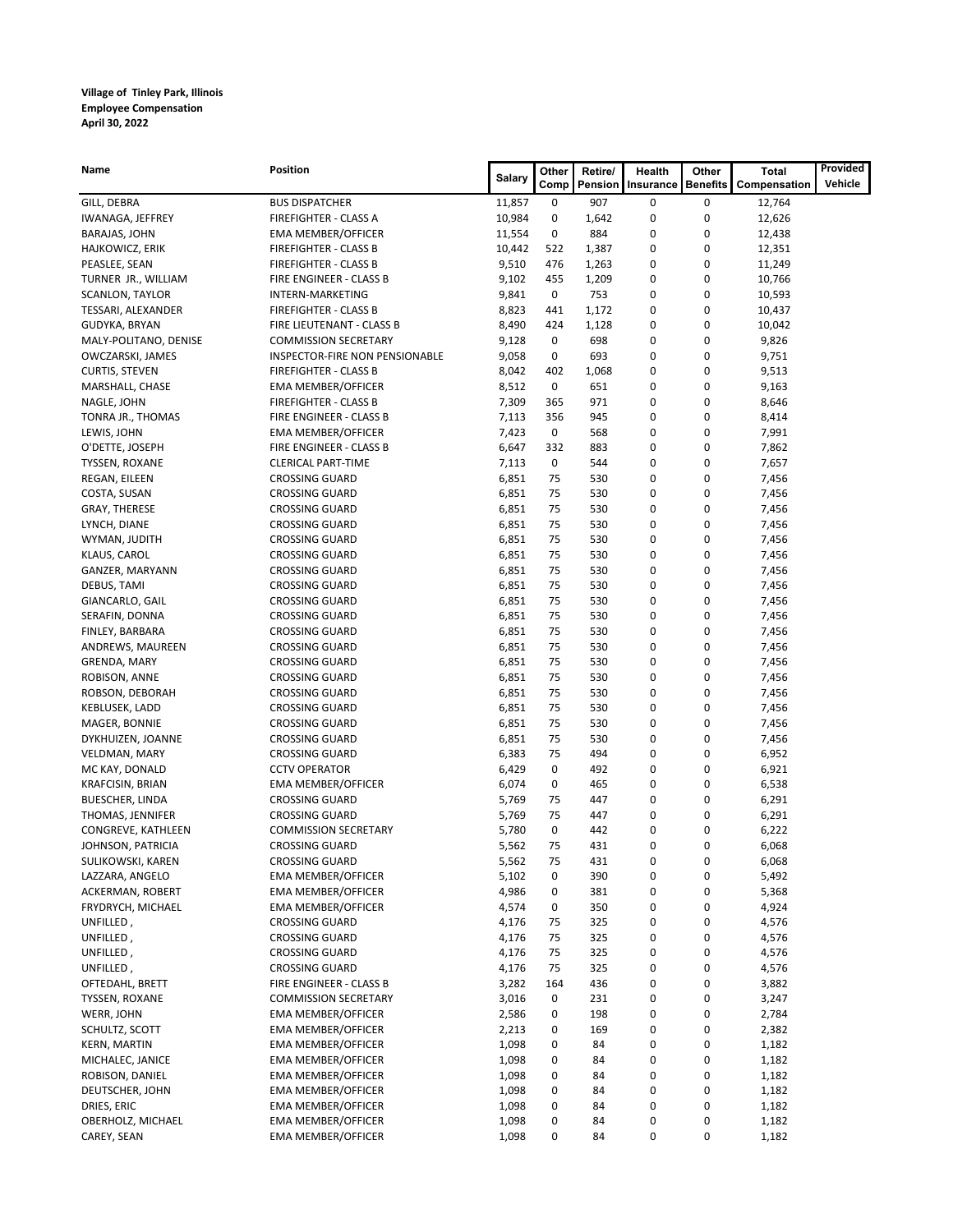**Village of Tinley Park, Illinois**
**Employee Compensation**
**April 30, 2022**

| Name | Position | Salary | Other Comp | Retire/ Pension | Health Insurance | Other Benefits | Total Compensation | Provided Vehicle |
|---|---|---|---|---|---|---|---|---|
| GILL, DEBRA | BUS DISPATCHER | 11,857 | 0 | 907 | 0 | 0 | 12,764 | |
| IWANAGA, JEFFREY | FIREFIGHTER - CLASS A | 10,984 | 0 | 1,642 | 0 | 0 | 12,626 | |
| BARAJAS, JOHN | EMA MEMBER/OFFICER | 11,554 | 0 | 884 | 0 | 0 | 12,438 | |
| HAJKOWICZ, ERIK | FIREFIGHTER - CLASS B | 10,442 | 522 | 1,387 | 0 | 0 | 12,351 | |
| PEASLEE, SEAN | FIREFIGHTER - CLASS B | 9,510 | 476 | 1,263 | 0 | 0 | 11,249 | |
| TURNER JR., WILLIAM | FIRE ENGINEER - CLASS B | 9,102 | 455 | 1,209 | 0 | 0 | 10,766 | |
| SCANLON, TAYLOR | INTERN-MARKETING | 9,841 | 0 | 753 | 0 | 0 | 10,593 | |
| TESSARI, ALEXANDER | FIREFIGHTER - CLASS B | 8,823 | 441 | 1,172 | 0 | 0 | 10,437 | |
| GUDYKA, BRYAN | FIRE LIEUTENANT - CLASS B | 8,490 | 424 | 1,128 | 0 | 0 | 10,042 | |
| MALY-POLITANO, DENISE | COMMISSION SECRETARY | 9,128 | 0 | 698 | 0 | 0 | 9,826 | |
| OWCZARSKI, JAMES | INSPECTOR-FIRE NON PENSIONABLE | 9,058 | 0 | 693 | 0 | 0 | 9,751 | |
| CURTIS, STEVEN | FIREFIGHTER - CLASS B | 8,042 | 402 | 1,068 | 0 | 0 | 9,513 | |
| MARSHALL, CHASE | EMA MEMBER/OFFICER | 8,512 | 0 | 651 | 0 | 0 | 9,163 | |
| NAGLE, JOHN | FIREFIGHTER - CLASS B | 7,309 | 365 | 971 | 0 | 0 | 8,646 | |
| TONRA JR., THOMAS | FIRE ENGINEER - CLASS B | 7,113 | 356 | 945 | 0 | 0 | 8,414 | |
| LEWIS, JOHN | EMA MEMBER/OFFICER | 7,423 | 0 | 568 | 0 | 0 | 7,991 | |
| O'DETTE, JOSEPH | FIRE ENGINEER - CLASS B | 6,647 | 332 | 883 | 0 | 0 | 7,862 | |
| TYSSEN, ROXANE | CLERICAL PART-TIME | 7,113 | 0 | 544 | 0 | 0 | 7,657 | |
| REGAN, EILEEN | CROSSING GUARD | 6,851 | 75 | 530 | 0 | 0 | 7,456 | |
| COSTA, SUSAN | CROSSING GUARD | 6,851 | 75 | 530 | 0 | 0 | 7,456 | |
| GRAY, THERESE | CROSSING GUARD | 6,851 | 75 | 530 | 0 | 0 | 7,456 | |
| LYNCH, DIANE | CROSSING GUARD | 6,851 | 75 | 530 | 0 | 0 | 7,456 | |
| WYMAN, JUDITH | CROSSING GUARD | 6,851 | 75 | 530 | 0 | 0 | 7,456 | |
| KLAUS, CAROL | CROSSING GUARD | 6,851 | 75 | 530 | 0 | 0 | 7,456 | |
| GANZER, MARYANN | CROSSING GUARD | 6,851 | 75 | 530 | 0 | 0 | 7,456 | |
| DEBUS, TAMI | CROSSING GUARD | 6,851 | 75 | 530 | 0 | 0 | 7,456 | |
| GIANCARLO, GAIL | CROSSING GUARD | 6,851 | 75 | 530 | 0 | 0 | 7,456 | |
| SERAFIN, DONNA | CROSSING GUARD | 6,851 | 75 | 530 | 0 | 0 | 7,456 | |
| FINLEY, BARBARA | CROSSING GUARD | 6,851 | 75 | 530 | 0 | 0 | 7,456 | |
| ANDREWS, MAUREEN | CROSSING GUARD | 6,851 | 75 | 530 | 0 | 0 | 7,456 | |
| GRENDA, MARY | CROSSING GUARD | 6,851 | 75 | 530 | 0 | 0 | 7,456 | |
| ROBISON, ANNE | CROSSING GUARD | 6,851 | 75 | 530 | 0 | 0 | 7,456 | |
| ROBSON, DEBORAH | CROSSING GUARD | 6,851 | 75 | 530 | 0 | 0 | 7,456 | |
| KEBLUSEK, LADD | CROSSING GUARD | 6,851 | 75 | 530 | 0 | 0 | 7,456 | |
| MAGER, BONNIE | CROSSING GUARD | 6,851 | 75 | 530 | 0 | 0 | 7,456 | |
| DYKHUIZEN, JOANNE | CROSSING GUARD | 6,851 | 75 | 530 | 0 | 0 | 7,456 | |
| VELDMAN, MARY | CROSSING GUARD | 6,383 | 75 | 494 | 0 | 0 | 6,952 | |
| MC KAY, DONALD | CCTV OPERATOR | 6,429 | 0 | 492 | 0 | 0 | 6,921 | |
| KRAFCISIN, BRIAN | EMA MEMBER/OFFICER | 6,074 | 0 | 465 | 0 | 0 | 6,538 | |
| BUESCHER, LINDA | CROSSING GUARD | 5,769 | 75 | 447 | 0 | 0 | 6,291 | |
| THOMAS, JENNIFER | CROSSING GUARD | 5,769 | 75 | 447 | 0 | 0 | 6,291 | |
| CONGREVE, KATHLEEN | COMMISSION SECRETARY | 5,780 | 0 | 442 | 0 | 0 | 6,222 | |
| JOHNSON, PATRICIA | CROSSING GUARD | 5,562 | 75 | 431 | 0 | 0 | 6,068 | |
| SULIKOWSKI, KAREN | CROSSING GUARD | 5,562 | 75 | 431 | 0 | 0 | 6,068 | |
| LAZZARA, ANGELO | EMA MEMBER/OFFICER | 5,102 | 0 | 390 | 0 | 0 | 5,492 | |
| ACKERMAN, ROBERT | EMA MEMBER/OFFICER | 4,986 | 0 | 381 | 0 | 0 | 5,368 | |
| FRYDRYCH, MICHAEL | EMA MEMBER/OFFICER | 4,574 | 0 | 350 | 0 | 0 | 4,924 | |
| UNFILLED , | CROSSING GUARD | 4,176 | 75 | 325 | 0 | 0 | 4,576 | |
| UNFILLED , | CROSSING GUARD | 4,176 | 75 | 325 | 0 | 0 | 4,576 | |
| UNFILLED , | CROSSING GUARD | 4,176 | 75 | 325 | 0 | 0 | 4,576 | |
| UNFILLED , | CROSSING GUARD | 4,176 | 75 | 325 | 0 | 0 | 4,576 | |
| OFTEDAHL, BRETT | FIRE ENGINEER - CLASS B | 3,282 | 164 | 436 | 0 | 0 | 3,882 | |
| TYSSEN, ROXANE | COMMISSION SECRETARY | 3,016 | 0 | 231 | 0 | 0 | 3,247 | |
| WERR, JOHN | EMA MEMBER/OFFICER | 2,586 | 0 | 198 | 0 | 0 | 2,784 | |
| SCHULTZ, SCOTT | EMA MEMBER/OFFICER | 2,213 | 0 | 169 | 0 | 0 | 2,382 | |
| KERN, MARTIN | EMA MEMBER/OFFICER | 1,098 | 0 | 84 | 0 | 0 | 1,182 | |
| MICHALEC, JANICE | EMA MEMBER/OFFICER | 1,098 | 0 | 84 | 0 | 0 | 1,182 | |
| ROBISON, DANIEL | EMA MEMBER/OFFICER | 1,098 | 0 | 84 | 0 | 0 | 1,182 | |
| DEUTSCHER, JOHN | EMA MEMBER/OFFICER | 1,098 | 0 | 84 | 0 | 0 | 1,182 | |
| DRIES, ERIC | EMA MEMBER/OFFICER | 1,098 | 0 | 84 | 0 | 0 | 1,182 | |
| OBERHOLZ, MICHAEL | EMA MEMBER/OFFICER | 1,098 | 0 | 84 | 0 | 0 | 1,182 | |
| CAREY, SEAN | EMA MEMBER/OFFICER | 1,098 | 0 | 84 | 0 | 0 | 1,182 | |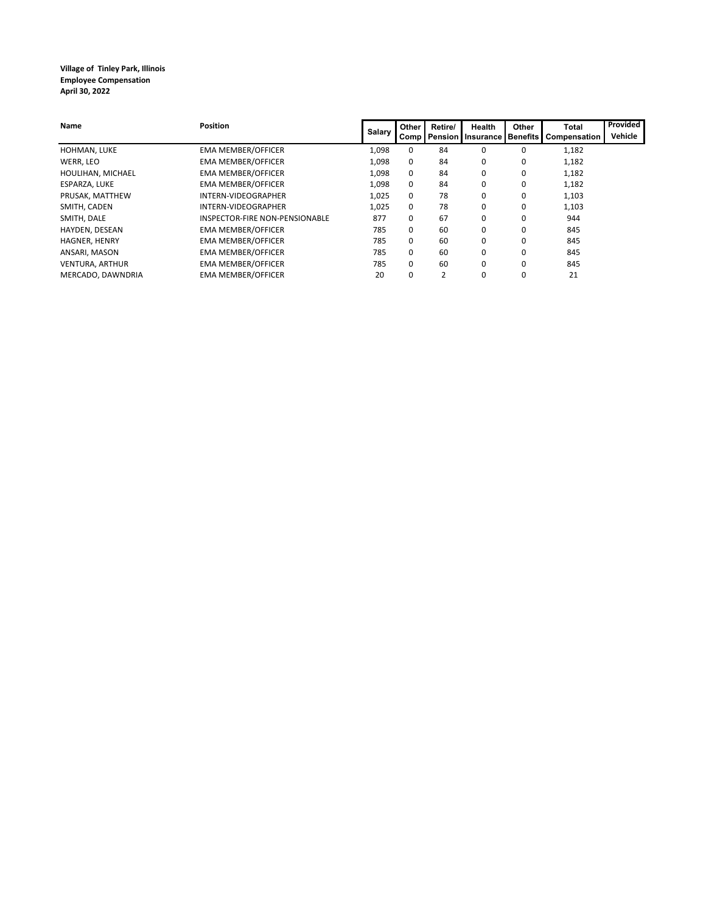**Village of Tinley Park, Illinois**
**Employee Compensation**
**April 30, 2022**

| Name | Position | Salary | Other Comp | Retire/ Pension | Health Insurance | Other Benefits | Total Compensation | Provided Vehicle |
|---|---|---|---|---|---|---|---|---|
| HOHMAN, LUKE | EMA MEMBER/OFFICER | 1,098 | 0 | 84 | 0 | 0 | 1,182 | |
| WERR, LEO | EMA MEMBER/OFFICER | 1,098 | 0 | 84 | 0 | 0 | 1,182 | |
| HOULIHAN, MICHAEL | EMA MEMBER/OFFICER | 1,098 | 0 | 84 | 0 | 0 | 1,182 | |
| ESPARZA, LUKE | EMA MEMBER/OFFICER | 1,098 | 0 | 84 | 0 | 0 | 1,182 | |
| PRUSAK, MATTHEW | INTERN-VIDEOGRAPHER | 1,025 | 0 | 78 | 0 | 0 | 1,103 | |
| SMITH, CADEN | INTERN-VIDEOGRAPHER | 1,025 | 0 | 78 | 0 | 0 | 1,103 | |
| SMITH, DALE | INSPECTOR-FIRE NON-PENSIONABLE | 877 | 0 | 67 | 0 | 0 | 944 | |
| HAYDEN, DESEAN | EMA MEMBER/OFFICER | 785 | 0 | 60 | 0 | 0 | 845 | |
| HAGNER, HENRY | EMA MEMBER/OFFICER | 785 | 0 | 60 | 0 | 0 | 845 | |
| ANSARI, MASON | EMA MEMBER/OFFICER | 785 | 0 | 60 | 0 | 0 | 845 | |
| VENTURA, ARTHUR | EMA MEMBER/OFFICER | 785 | 0 | 60 | 0 | 0 | 845 | |
| MERCADO, DAWNDRIA | EMA MEMBER/OFFICER | 20 | 0 | 2 | 0 | 0 | 21 | |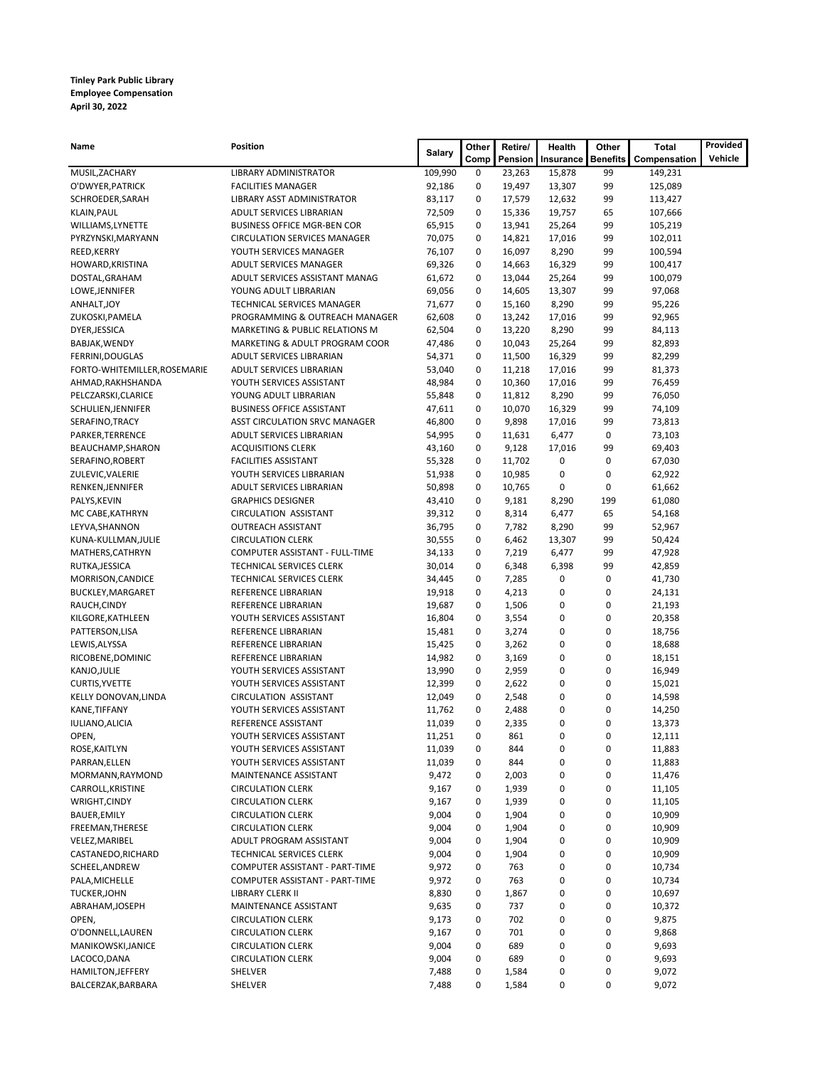**Tinley Park Public Library**
**Employee Compensation**
**April 30, 2022**

| Name | Position | Salary | Other Comp | Retire/ Pension | Health Insurance | Other Benefits | Total Compensation | Provided Vehicle |
|---|---|---|---|---|---|---|---|---|
| MUSIL,ZACHARY | LIBRARY ADMINISTRATOR | 109,990 | 0 | 23,263 | 15,878 | 99 | 149,231 | |
| O'DWYER,PATRICK | FACILITIES MANAGER | 92,186 | 0 | 19,497 | 13,307 | 99 | 125,089 | |
| SCHROEDER,SARAH | LIBRARY ASST ADMINISTRATOR | 83,117 | 0 | 17,579 | 12,632 | 99 | 113,427 | |
| KLAIN,PAUL | ADULT SERVICES LIBRARIAN | 72,509 | 0 | 15,336 | 19,757 | 65 | 107,666 | |
| WILLIAMS,LYNETTE | BUSINESS OFFICE MGR-BEN COR | 65,915 | 0 | 13,941 | 25,264 | 99 | 105,219 | |
| PYRZYNSKI,MARYANN | CIRCULATION SERVICES MANAGER | 70,075 | 0 | 14,821 | 17,016 | 99 | 102,011 | |
| REED,KERRY | YOUTH SERVICES MANAGER | 76,107 | 0 | 16,097 | 8,290 | 99 | 100,594 | |
| HOWARD,KRISTINA | ADULT SERVICES MANAGER | 69,326 | 0 | 14,663 | 16,329 | 99 | 100,417 | |
| DOSTAL,GRAHAM | ADULT SERVICES ASSISTANT MANAG | 61,672 | 0 | 13,044 | 25,264 | 99 | 100,079 | |
| LOWE,JENNIFER | YOUNG ADULT LIBRARIAN | 69,056 | 0 | 14,605 | 13,307 | 99 | 97,068 | |
| ANHALT,JOY | TECHNICAL SERVICES MANAGER | 71,677 | 0 | 15,160 | 8,290 | 99 | 95,226 | |
| ZUKOSKI,PAMELA | PROGRAMMING & OUTREACH MANAGER | 62,608 | 0 | 13,242 | 17,016 | 99 | 92,965 | |
| DYER,JESSICA | MARKETING & PUBLIC RELATIONS M | 62,504 | 0 | 13,220 | 8,290 | 99 | 84,113 | |
| BABJAK,WENDY | MARKETING & ADULT PROGRAM COOR | 47,486 | 0 | 10,043 | 25,264 | 99 | 82,893 | |
| FERRINI,DOUGLAS | ADULT SERVICES LIBRARIAN | 54,371 | 0 | 11,500 | 16,329 | 99 | 82,299 | |
| FORTO-WHITEMILLER,ROSEMARIE | ADULT SERVICES LIBRARIAN | 53,040 | 0 | 11,218 | 17,016 | 99 | 81,373 | |
| AHMAD,RAKHSHANDA | YOUTH SERVICES ASSISTANT | 48,984 | 0 | 10,360 | 17,016 | 99 | 76,459 | |
| PELCZARSKI,CLARICE | YOUNG ADULT LIBRARIAN | 55,848 | 0 | 11,812 | 8,290 | 99 | 76,050 | |
| SCHULIEN,JENNIFER | BUSINESS OFFICE ASSISTANT | 47,611 | 0 | 10,070 | 16,329 | 99 | 74,109 | |
| SERAFINO,TRACY | ASST CIRCULATION SRVC MANAGER | 46,800 | 0 | 9,898 | 17,016 | 99 | 73,813 | |
| PARKER,TERRENCE | ADULT SERVICES LIBRARIAN | 54,995 | 0 | 11,631 | 6,477 | 0 | 73,103 | |
| BEAUCHAMP,SHARON | ACQUISITIONS CLERK | 43,160 | 0 | 9,128 | 17,016 | 99 | 69,403 | |
| SERAFINO,ROBERT | FACILITIES ASSISTANT | 55,328 | 0 | 11,702 | 0 | 0 | 67,030 | |
| ZULEVIC,VALERIE | YOUTH SERVICES LIBRARIAN | 51,938 | 0 | 10,985 | 0 | 0 | 62,922 | |
| RENKEN,JENNIFER | ADULT SERVICES LIBRARIAN | 50,898 | 0 | 10,765 | 0 | 0 | 61,662 | |
| PALYS,KEVIN | GRAPHICS DESIGNER | 43,410 | 0 | 9,181 | 8,290 | 199 | 61,080 | |
| MC CABE,KATHRYN | CIRCULATION ASSISTANT | 39,312 | 0 | 8,314 | 6,477 | 65 | 54,168 | |
| LEYVA,SHANNON | OUTREACH ASSISTANT | 36,795 | 0 | 7,782 | 8,290 | 99 | 52,967 | |
| KUNA-KULLMAN,JULIE | CIRCULATION CLERK | 30,555 | 0 | 6,462 | 13,307 | 99 | 50,424 | |
| MATHERS,CATHRYN | COMPUTER ASSISTANT - FULL-TIME | 34,133 | 0 | 7,219 | 6,477 | 99 | 47,928 | |
| RUTKA,JESSICA | TECHNICAL SERVICES CLERK | 30,014 | 0 | 6,348 | 6,398 | 99 | 42,859 | |
| MORRISON,CANDICE | TECHNICAL SERVICES CLERK | 34,445 | 0 | 7,285 | 0 | 0 | 41,730 | |
| BUCKLEY,MARGARET | REFERENCE LIBRARIAN | 19,918 | 0 | 4,213 | 0 | 0 | 24,131 | |
| RAUCH,CINDY | REFERENCE LIBRARIAN | 19,687 | 0 | 1,506 | 0 | 0 | 21,193 | |
| KILGORE,KATHLEEN | YOUTH SERVICES ASSISTANT | 16,804 | 0 | 3,554 | 0 | 0 | 20,358 | |
| PATTERSON,LISA | REFERENCE LIBRARIAN | 15,481 | 0 | 3,274 | 0 | 0 | 18,756 | |
| LEWIS,ALYSSA | REFERENCE LIBRARIAN | 15,425 | 0 | 3,262 | 0 | 0 | 18,688 | |
| RICOBENE,DOMINIC | REFERENCE LIBRARIAN | 14,982 | 0 | 3,169 | 0 | 0 | 18,151 | |
| KANJO,JULIE | YOUTH SERVICES ASSISTANT | 13,990 | 0 | 2,959 | 0 | 0 | 16,949 | |
| CURTIS,YVETTE | YOUTH SERVICES ASSISTANT | 12,399 | 0 | 2,622 | 0 | 0 | 15,021 | |
| KELLY DONOVAN,LINDA | CIRCULATION ASSISTANT | 12,049 | 0 | 2,548 | 0 | 0 | 14,598 | |
| KANE,TIFFANY | YOUTH SERVICES ASSISTANT | 11,762 | 0 | 2,488 | 0 | 0 | 14,250 | |
| IULIANO,ALICIA | REFERENCE ASSISTANT | 11,039 | 0 | 2,335 | 0 | 0 | 13,373 | |
| OPEN, | YOUTH SERVICES ASSISTANT | 11,251 | 0 | 861 | 0 | 0 | 12,111 | |
| ROSE,KAITLYN | YOUTH SERVICES ASSISTANT | 11,039 | 0 | 844 | 0 | 0 | 11,883 | |
| PARRAN,ELLEN | YOUTH SERVICES ASSISTANT | 11,039 | 0 | 844 | 0 | 0 | 11,883 | |
| MORMANN,RAYMOND | MAINTENANCE ASSISTANT | 9,472 | 0 | 2,003 | 0 | 0 | 11,476 | |
| CARROLL,KRISTINE | CIRCULATION CLERK | 9,167 | 0 | 1,939 | 0 | 0 | 11,105 | |
| WRIGHT,CINDY | CIRCULATION CLERK | 9,167 | 0 | 1,939 | 0 | 0 | 11,105 | |
| BAUER,EMILY | CIRCULATION CLERK | 9,004 | 0 | 1,904 | 0 | 0 | 10,909 | |
| FREEMAN,THERESE | CIRCULATION CLERK | 9,004 | 0 | 1,904 | 0 | 0 | 10,909 | |
| VELEZ,MARIBEL | ADULT PROGRAM ASSISTANT | 9,004 | 0 | 1,904 | 0 | 0 | 10,909 | |
| CASTANEDO,RICHARD | TECHNICAL SERVICES CLERK | 9,004 | 0 | 1,904 | 0 | 0 | 10,909 | |
| SCHEEL,ANDREW | COMPUTER ASSISTANT - PART-TIME | 9,972 | 0 | 763 | 0 | 0 | 10,734 | |
| PALA,MICHELLE | COMPUTER ASSISTANT - PART-TIME | 9,972 | 0 | 763 | 0 | 0 | 10,734 | |
| TUCKER,JOHN | LIBRARY CLERK II | 8,830 | 0 | 1,867 | 0 | 0 | 10,697 | |
| ABRAHAM,JOSEPH | MAINTENANCE ASSISTANT | 9,635 | 0 | 737 | 0 | 0 | 10,372 | |
| OPEN, | CIRCULATION CLERK | 9,173 | 0 | 702 | 0 | 0 | 9,875 | |
| O'DONNELL,LAUREN | CIRCULATION CLERK | 9,167 | 0 | 701 | 0 | 0 | 9,868 | |
| MANIKOWSKI,JANICE | CIRCULATION CLERK | 9,004 | 0 | 689 | 0 | 0 | 9,693 | |
| LACOCO,DANA | CIRCULATION CLERK | 9,004 | 0 | 689 | 0 | 0 | 9,693 | |
| HAMILTON,JEFFERY | SHELVER | 7,488 | 0 | 1,584 | 0 | 0 | 9,072 | |
| BALCERZAK,BARBARA | SHELVER | 7,488 | 0 | 1,584 | 0 | 0 | 9,072 | |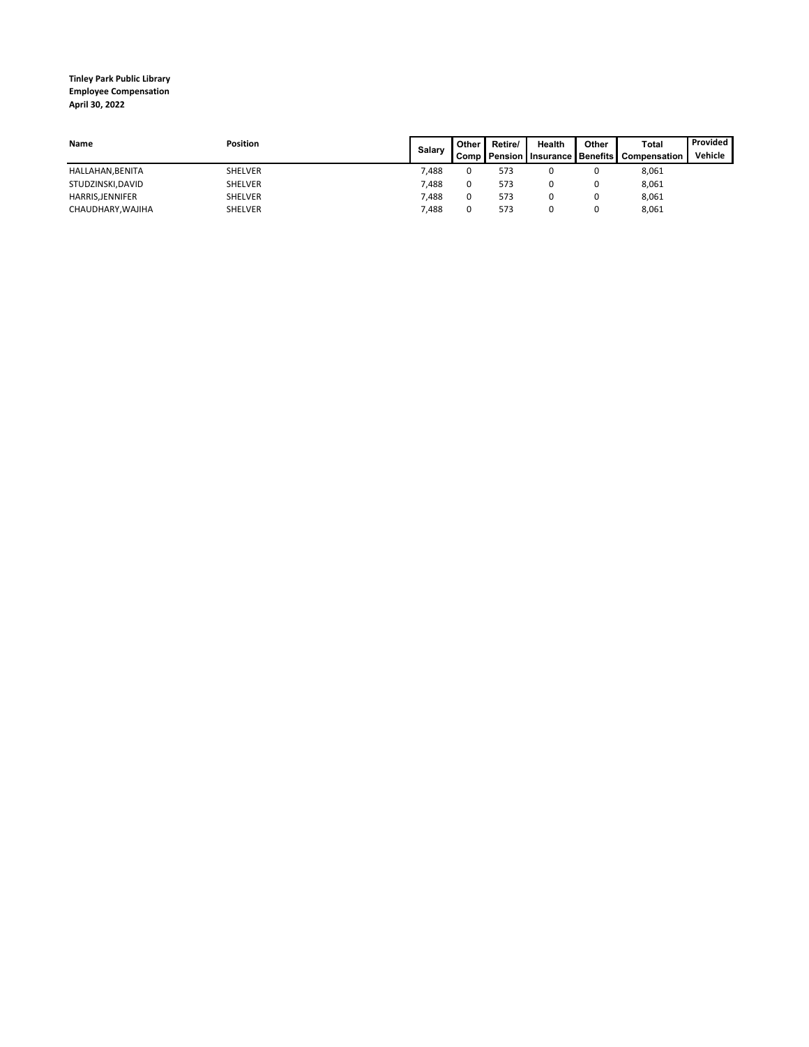**Tinley Park Public Library**
**Employee Compensation**
**April 30, 2022**

| Name | Position | Salary | Other Comp | Retire/ Pension | Health Insurance | Other Benefits | Total Compensation | Provided Vehicle |
|---|---|---|---|---|---|---|---|---|
| HALLAHAN,BENITA | SHELVER | 7,488 | 0 | 573 | 0 | 0 | 8,061 | |
| STUDZINSKI,DAVID | SHELVER | 7,488 | 0 | 573 | 0 | 0 | 8,061 | |
| HARRIS,JENNIFER | SHELVER | 7,488 | 0 | 573 | 0 | 0 | 8,061 | |
| CHAUDHARY,WAJIHA | SHELVER | 7,488 | 0 | 573 | 0 | 0 | 8,061 | |